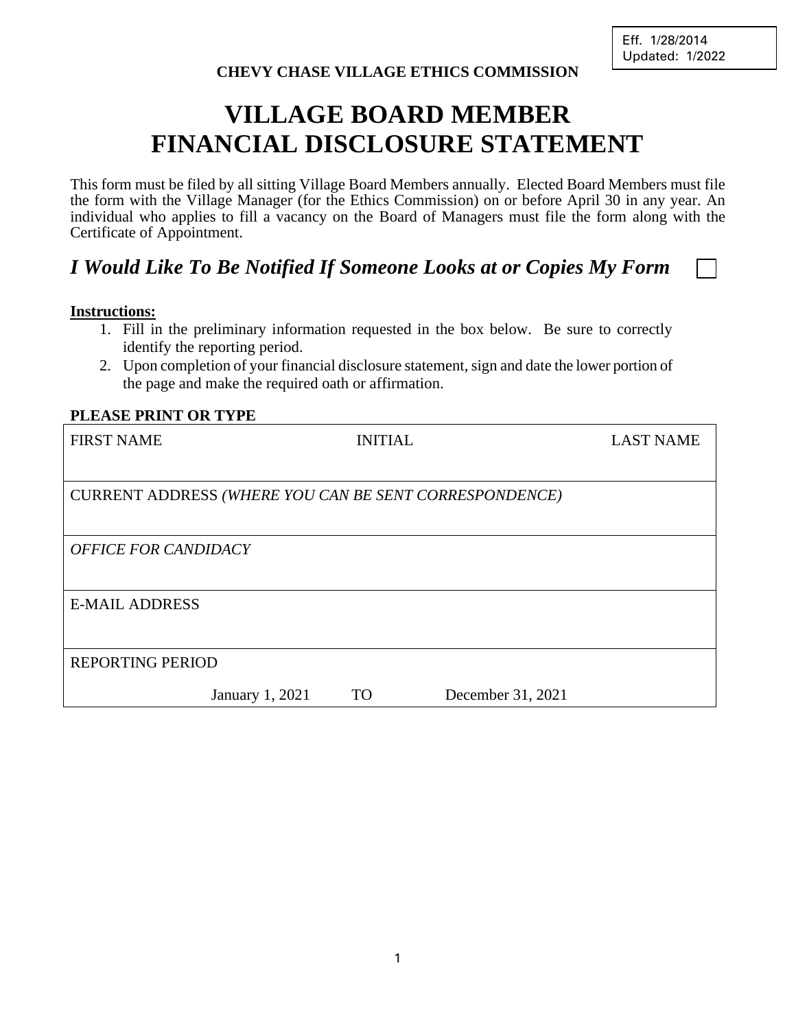Eff. 1/28/2014
Updated: 1/2022

**CHEVY CHASE VILLAGE ETHICS COMMISSION**

# VILLAGE BOARD MEMBER FINANCIAL DISCLOSURE STATEMENT

This form must be filed by all sitting Village Board Members annually. Elected Board Members must file the form with the Village Manager (for the Ethics Commission) on or before April 30 in any year. An individual who applies to fill a vacancy on the Board of Managers must file the form along with the Certificate of Appointment.

***I Would Like To Be Notified If Someone Looks at or Copies My Form*** ☐

**Instructions:**

1. Fill in the preliminary information requested in the box below. Be sure to correctly identify the reporting period.
2. Upon completion of your financial disclosure statement, sign and date the lower portion of the page and make the required oath or affirmation.

**PLEASE PRINT OR TYPE**

| FIRST NAME | INITIAL | LAST NAME |
|---|---|---|
| CURRENT ADDRESS *(WHERE YOU CAN BE SENT CORRESPONDENCE)* | | |
| *OFFICE FOR CANDIDACY* | | |
| E-MAIL ADDRESS | | |
| REPORTING PERIOD | | |
| January 1, 2021 | TO | December 31, 2021 |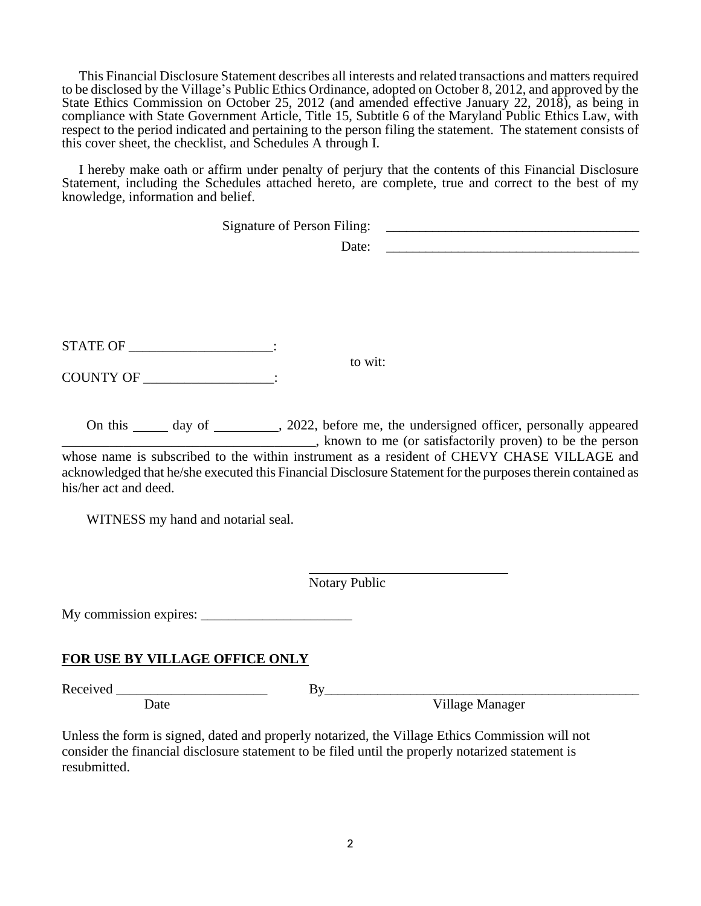This Financial Disclosure Statement describes all interests and related transactions and matters required to be disclosed by the Village's Public Ethics Ordinance, adopted on October 8, 2012, and approved by the State Ethics Commission on October 25, 2012 (and amended effective January 22, 2018), as being in compliance with State Government Article, Title 15, Subtitle 6 of the Maryland Public Ethics Law, with respect to the period indicated and pertaining to the person filing the statement. The statement consists of this cover sheet, the checklist, and Schedules A through I.

I hereby make oath or affirm under penalty of perjury that the contents of this Financial Disclosure Statement, including the Schedules attached hereto, are complete, true and correct to the best of my knowledge, information and belief.

Signature of Person Filing: _____________________________________

Date: _____________________________________

STATE OF ____________________:

to wit:

COUNTY OF ___________________:

On this _____ day of _________, 2022, before me, the undersigned officer, personally appeared _____________________________________, known to me (or satisfactorily proven) to be the person whose name is subscribed to the within instrument as a resident of CHEVY CHASE VILLAGE and acknowledged that he/she executed this Financial Disclosure Statement for the purposes therein contained as his/her act and deed.

WITNESS my hand and notarial seal.

______________________________
Notary Public

My commission expires: ______________________

**FOR USE BY VILLAGE OFFICE ONLY**

Received ______________________ By_______________________________________________
Date Village Manager

Unless the form is signed, dated and properly notarized, the Village Ethics Commission will not consider the financial disclosure statement to be filed until the properly notarized statement is resubmitted.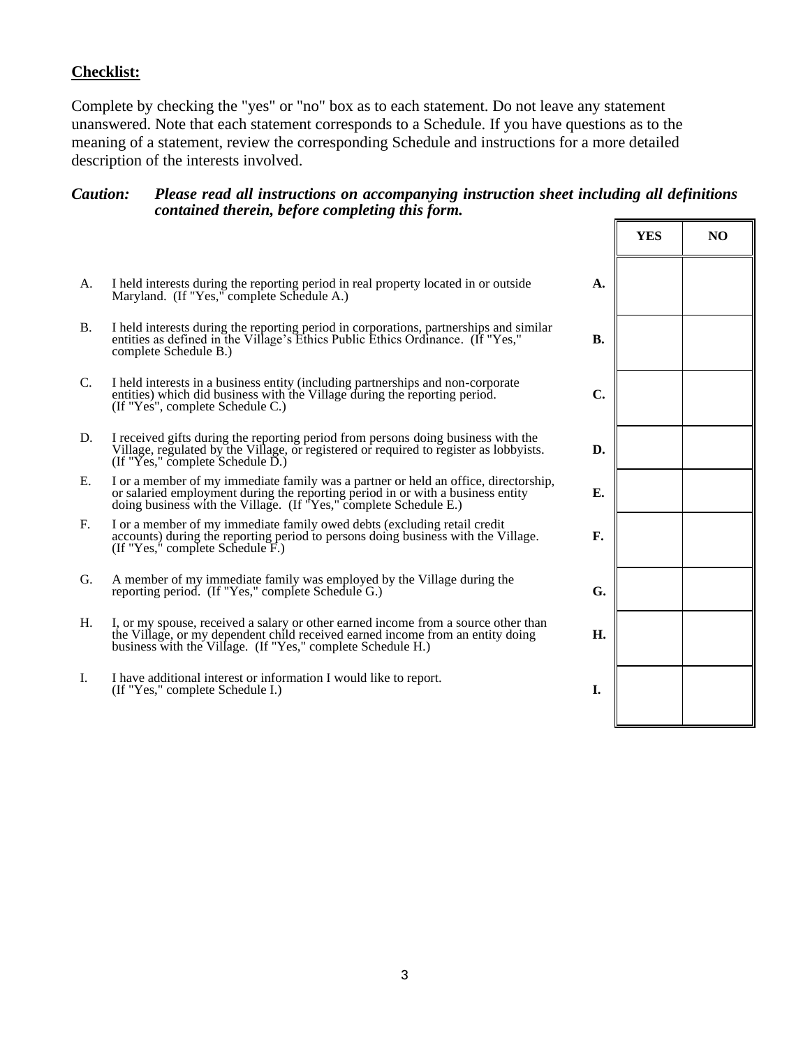**Checklist:**

Complete by checking the "yes" or "no" box as to each statement. Do not leave any statement unanswered. Note that each statement corresponds to a Schedule. If you have questions as to the meaning of a statement, review the corresponding Schedule and instructions for a more detailed description of the interests involved.

***Caution:*** ***Please read all instructions on accompanying instruction sheet including all definitions contained therein, before completing this form.***

| | Statement | | YES | NO |
|---|---|---|---|---|
| A. | I held interests during the reporting period in real property located in or outside Maryland. (If "Yes," complete Schedule A.) | **A.** | | |
| B. | I held interests during the reporting period in corporations, partnerships and similar entities as defined in the Village's Ethics Public Ethics Ordinance. (If "Yes," complete Schedule B.) | **B.** | | |
| C. | I held interests in a business entity (including partnerships and non-corporate entities) which did business with the Village during the reporting period. (If "Yes", complete Schedule C.) | **C.** | | |
| D. | I received gifts during the reporting period from persons doing business with the Village, regulated by the Village, or registered or required to register as lobbyists. (If "Yes," complete Schedule D.) | **D.** | | |
| E. | I or a member of my immediate family was a partner or held an office, directorship, or salaried employment during the reporting period in or with a business entity doing business with the Village. (If "Yes," complete Schedule E.) | **E.** | | |
| F. | I or a member of my immediate family owed debts (excluding retail credit accounts) during the reporting period to persons doing business with the Village. (If "Yes," complete Schedule F.) | **F.** | | |
| G. | A member of my immediate family was employed by the Village during the reporting period. (If "Yes," complete Schedule G.) | **G.** | | |
| H. | I, or my spouse, received a salary or other earned income from a source other than the Village, or my dependent child received earned income from an entity doing business with the Village. (If "Yes," complete Schedule H.) | **H.** | | |
| I. | I have additional interest or information I would like to report. (If "Yes," complete Schedule I.) | **I.** | | |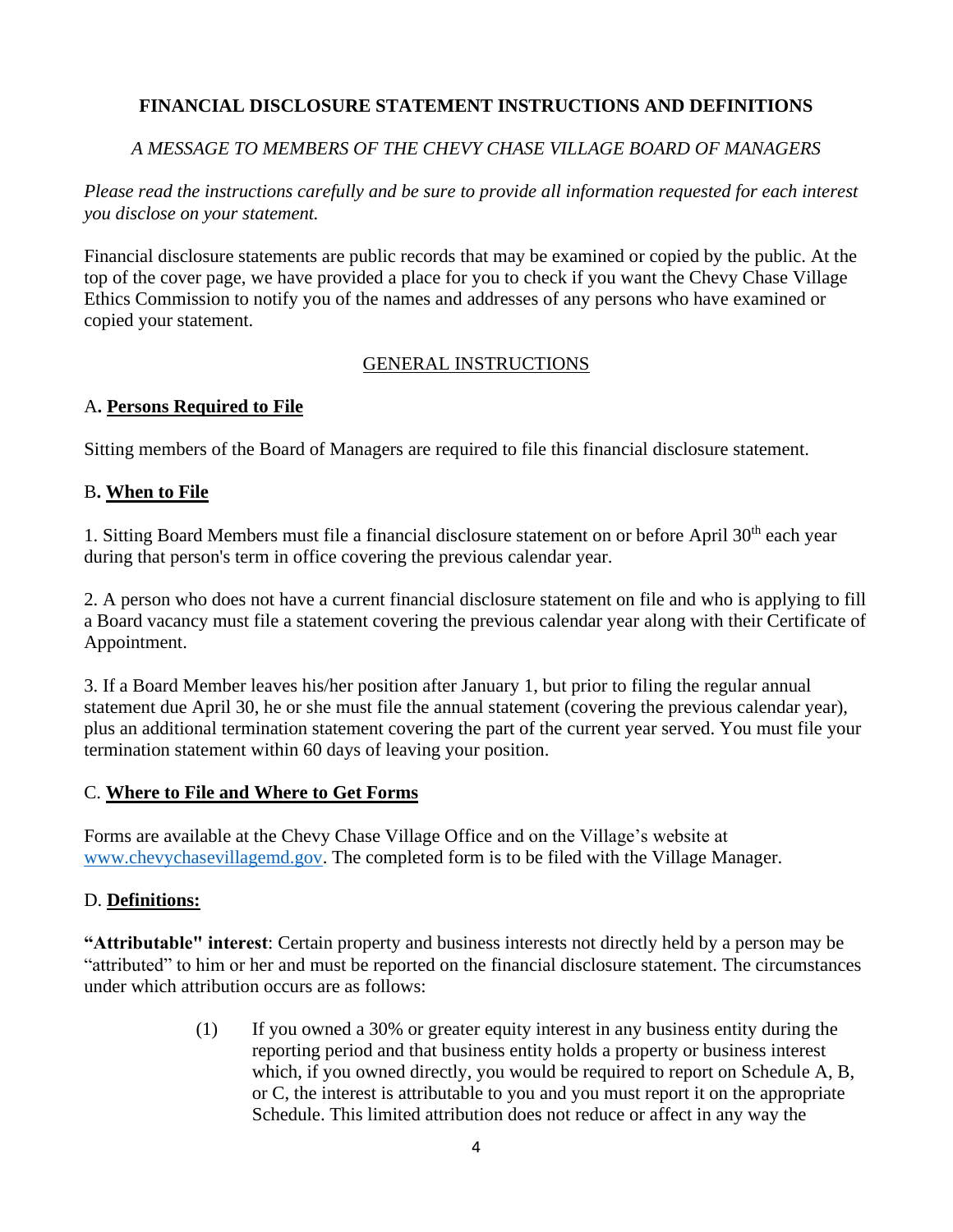## FINANCIAL DISCLOSURE STATEMENT INSTRUCTIONS AND DEFINITIONS

*A MESSAGE TO MEMBERS OF THE CHEVY CHASE VILLAGE BOARD OF MANAGERS*

*Please read the instructions carefully and be sure to provide all information requested for each interest you disclose on your statement.*

Financial disclosure statements are public records that may be examined or copied by the public. At the top of the cover page, we have provided a place for you to check if you want the Chevy Chase Village Ethics Commission to notify you of the names and addresses of any persons who have examined or copied your statement.

### GENERAL INSTRUCTIONS

### A. **Persons Required to File**

Sitting members of the Board of Managers are required to file this financial disclosure statement.

### B. **When to File**

1. Sitting Board Members must file a financial disclosure statement on or before April 30th each year during that person's term in office covering the previous calendar year.

2. A person who does not have a current financial disclosure statement on file and who is applying to fill a Board vacancy must file a statement covering the previous calendar year along with their Certificate of Appointment.

3. If a Board Member leaves his/her position after January 1, but prior to filing the regular annual statement due April 30, he or she must file the annual statement (covering the previous calendar year), plus an additional termination statement covering the part of the current year served. You must file your termination statement within 60 days of leaving your position.

### C. **Where to File and Where to Get Forms**

Forms are available at the Chevy Chase Village Office and on the Village's website at www.chevychasevillagemd.gov. The completed form is to be filed with the Village Manager.

### D. **Definitions:**

**"Attributable" interest**: Certain property and business interests not directly held by a person may be "attributed" to him or her and must be reported on the financial disclosure statement. The circumstances under which attribution occurs are as follows:

(1) If you owned a 30% or greater equity interest in any business entity during the reporting period and that business entity holds a property or business interest which, if you owned directly, you would be required to report on Schedule A, B, or C, the interest is attributable to you and you must report it on the appropriate Schedule. This limited attribution does not reduce or affect in any way the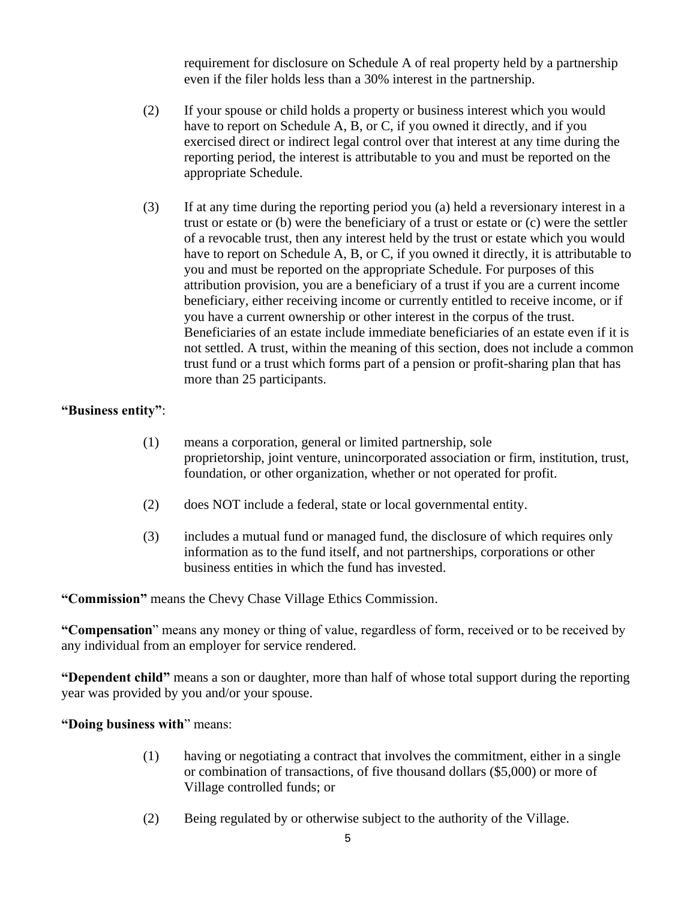requirement for disclosure on Schedule A of real property held by a partnership even if the filer holds less than a 30% interest in the partnership.

(2) If your spouse or child holds a property or business interest which you would have to report on Schedule A, B, or C, if you owned it directly, and if you exercised direct or indirect legal control over that interest at any time during the reporting period, the interest is attributable to you and must be reported on the appropriate Schedule.

(3) If at any time during the reporting period you (a) held a reversionary interest in a trust or estate or (b) were the beneficiary of a trust or estate or (c) were the settler of a revocable trust, then any interest held by the trust or estate which you would have to report on Schedule A, B, or C, if you owned it directly, it is attributable to you and must be reported on the appropriate Schedule. For purposes of this attribution provision, you are a beneficiary of a trust if you are a current income beneficiary, either receiving income or currently entitled to receive income, or if you have a current ownership or other interest in the corpus of the trust. Beneficiaries of an estate include immediate beneficiaries of an estate even if it is not settled. A trust, within the meaning of this section, does not include a common trust fund or a trust which forms part of a pension or profit-sharing plan that has more than 25 participants.

**"Business entity"**:

(1) means a corporation, general or limited partnership, sole proprietorship, joint venture, unincorporated association or firm, institution, trust, foundation, or other organization, whether or not operated for profit.

(2) does NOT include a federal, state or local governmental entity.

(3) includes a mutual fund or managed fund, the disclosure of which requires only information as to the fund itself, and not partnerships, corporations or other business entities in which the fund has invested.

**"Commission"** means the Chevy Chase Village Ethics Commission.

**"Compensation"** means any money or thing of value, regardless of form, received or to be received by any individual from an employer for service rendered.

**"Dependent child"** means a son or daughter, more than half of whose total support during the reporting year was provided by you and/or your spouse.

**"Doing business with"** means:

(1) having or negotiating a contract that involves the commitment, either in a single or combination of transactions, of five thousand dollars ($5,000) or more of Village controlled funds; or

(2) Being regulated by or otherwise subject to the authority of the Village.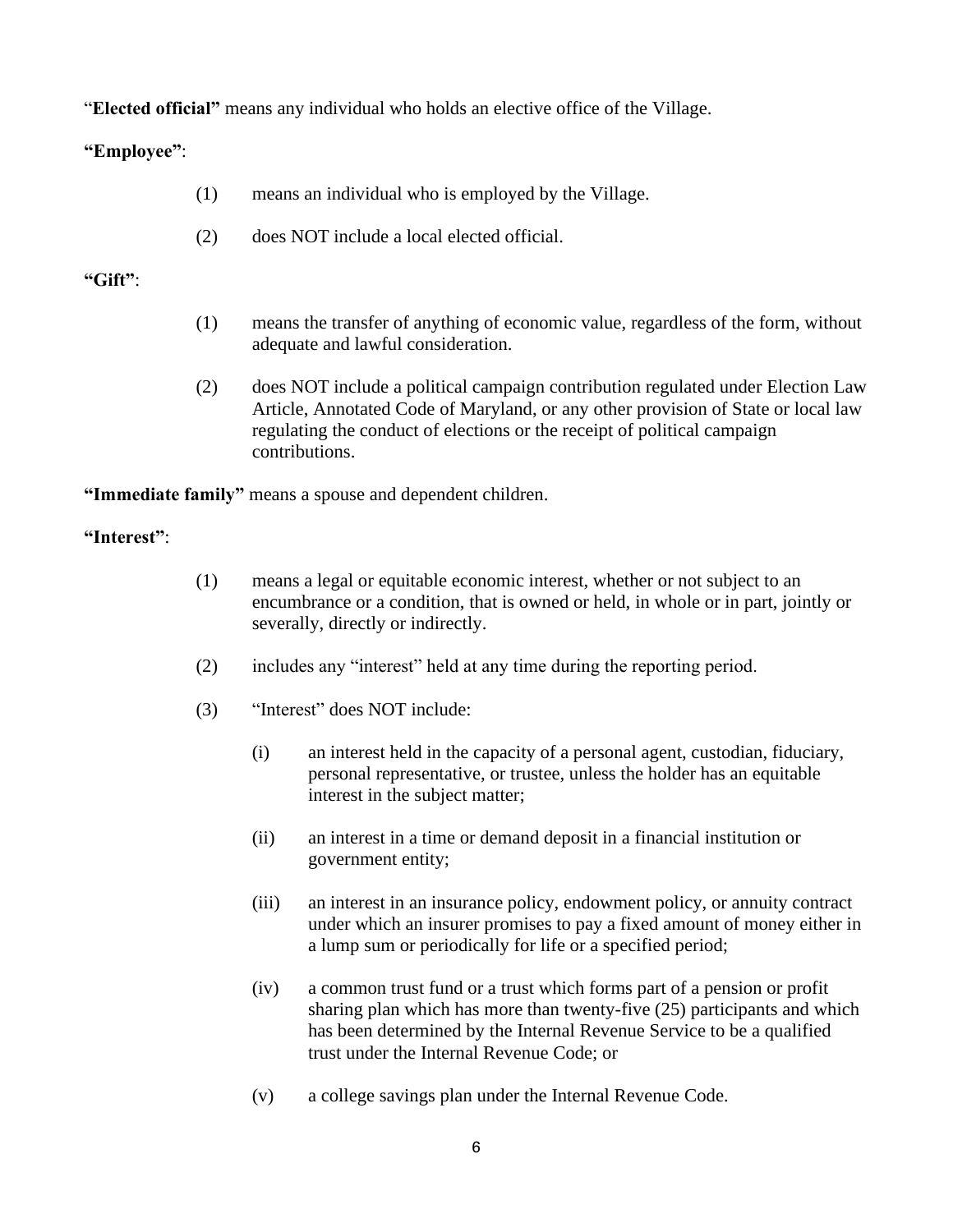"**Elected official"** means any individual who holds an elective office of the Village.

**"Employee"**:

(1) means an individual who is employed by the Village.

(2) does NOT include a local elected official.

**"Gift"**:

(1) means the transfer of anything of economic value, regardless of the form, without adequate and lawful consideration.

(2) does NOT include a political campaign contribution regulated under Election Law Article, Annotated Code of Maryland, or any other provision of State or local law regulating the conduct of elections or the receipt of political campaign contributions.

**"Immediate family"** means a spouse and dependent children.

**"Interest"**:

(1) means a legal or equitable economic interest, whether or not subject to an encumbrance or a condition, that is owned or held, in whole or in part, jointly or severally, directly or indirectly.

(2) includes any "interest" held at any time during the reporting period.

(3) "Interest" does NOT include:

- (i) an interest held in the capacity of a personal agent, custodian, fiduciary, personal representative, or trustee, unless the holder has an equitable interest in the subject matter;
- (ii) an interest in a time or demand deposit in a financial institution or government entity;
- (iii) an interest in an insurance policy, endowment policy, or annuity contract under which an insurer promises to pay a fixed amount of money either in a lump sum or periodically for life or a specified period;
- (iv) a common trust fund or a trust which forms part of a pension or profit sharing plan which has more than twenty-five (25) participants and which has been determined by the Internal Revenue Service to be a qualified trust under the Internal Revenue Code; or
- (v) a college savings plan under the Internal Revenue Code.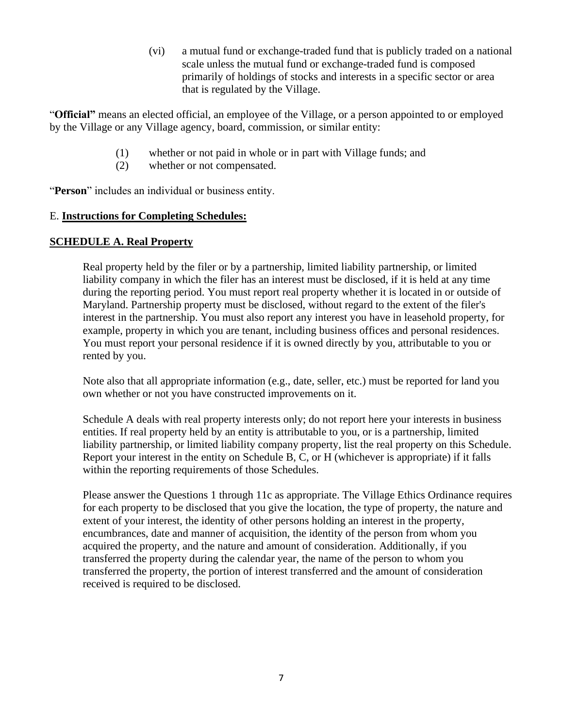(vi) a mutual fund or exchange-traded fund that is publicly traded on a national scale unless the mutual fund or exchange-traded fund is composed primarily of holdings of stocks and interests in a specific sector or area that is regulated by the Village.

"**Official"** means an elected official, an employee of the Village, or a person appointed to or employed by the Village or any Village agency, board, commission, or similar entity:

(1) whether or not paid in whole or in part with Village funds; and
(2) whether or not compensated.

"**Person**" includes an individual or business entity.

E. **Instructions for Completing Schedules:**

**SCHEDULE A. Real Property**

Real property held by the filer or by a partnership, limited liability partnership, or limited liability company in which the filer has an interest must be disclosed, if it is held at any time during the reporting period. You must report real property whether it is located in or outside of Maryland. Partnership property must be disclosed, without regard to the extent of the filer's interest in the partnership. You must also report any interest you have in leasehold property, for example, property in which you are tenant, including business offices and personal residences. You must report your personal residence if it is owned directly by you, attributable to you or rented by you.

Note also that all appropriate information (e.g., date, seller, etc.) must be reported for land you own whether or not you have constructed improvements on it.

Schedule A deals with real property interests only; do not report here your interests in business entities. If real property held by an entity is attributable to you, or is a partnership, limited liability partnership, or limited liability company property, list the real property on this Schedule. Report your interest in the entity on Schedule B, C, or H (whichever is appropriate) if it falls within the reporting requirements of those Schedules.

Please answer the Questions 1 through 11c as appropriate. The Village Ethics Ordinance requires for each property to be disclosed that you give the location, the type of property, the nature and extent of your interest, the identity of other persons holding an interest in the property, encumbrances, date and manner of acquisition, the identity of the person from whom you acquired the property, and the nature and amount of consideration. Additionally, if you transferred the property during the calendar year, the name of the person to whom you transferred the property, the portion of interest transferred and the amount of consideration received is required to be disclosed.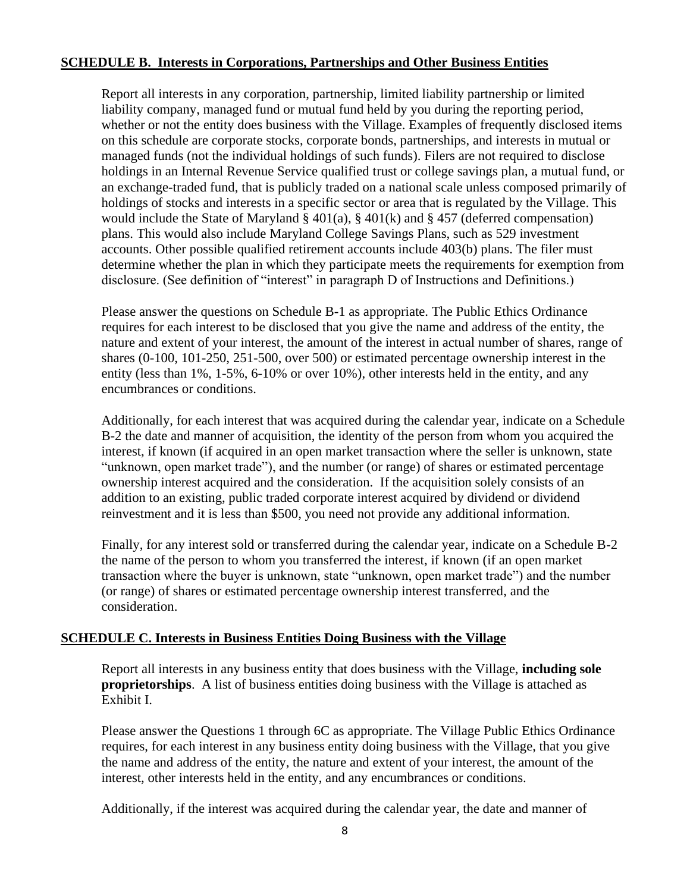## **SCHEDULE B. Interests in Corporations, Partnerships and Other Business Entities**

Report all interests in any corporation, partnership, limited liability partnership or limited liability company, managed fund or mutual fund held by you during the reporting period, whether or not the entity does business with the Village. Examples of frequently disclosed items on this schedule are corporate stocks, corporate bonds, partnerships, and interests in mutual or managed funds (not the individual holdings of such funds). Filers are not required to disclose holdings in an Internal Revenue Service qualified trust or college savings plan, a mutual fund, or an exchange-traded fund, that is publicly traded on a national scale unless composed primarily of holdings of stocks and interests in a specific sector or area that is regulated by the Village. This would include the State of Maryland § 401(a), § 401(k) and § 457 (deferred compensation) plans. This would also include Maryland College Savings Plans, such as 529 investment accounts. Other possible qualified retirement accounts include 403(b) plans. The filer must determine whether the plan in which they participate meets the requirements for exemption from disclosure. (See definition of "interest" in paragraph D of Instructions and Definitions.)

Please answer the questions on Schedule B-1 as appropriate. The Public Ethics Ordinance requires for each interest to be disclosed that you give the name and address of the entity, the nature and extent of your interest, the amount of the interest in actual number of shares, range of shares (0-100, 101-250, 251-500, over 500) or estimated percentage ownership interest in the entity (less than 1%, 1-5%, 6-10% or over 10%), other interests held in the entity, and any encumbrances or conditions.

Additionally, for each interest that was acquired during the calendar year, indicate on a Schedule B-2 the date and manner of acquisition, the identity of the person from whom you acquired the interest, if known (if acquired in an open market transaction where the seller is unknown, state "unknown, open market trade"), and the number (or range) of shares or estimated percentage ownership interest acquired and the consideration. If the acquisition solely consists of an addition to an existing, public traded corporate interest acquired by dividend or dividend reinvestment and it is less than $500, you need not provide any additional information.

Finally, for any interest sold or transferred during the calendar year, indicate on a Schedule B-2 the name of the person to whom you transferred the interest, if known (if an open market transaction where the buyer is unknown, state "unknown, open market trade") and the number (or range) of shares or estimated percentage ownership interest transferred, and the consideration.

## **SCHEDULE C. Interests in Business Entities Doing Business with the Village**

Report all interests in any business entity that does business with the Village, **including sole proprietorships**. A list of business entities doing business with the Village is attached as Exhibit I.

Please answer the Questions 1 through 6C as appropriate. The Village Public Ethics Ordinance requires, for each interest in any business entity doing business with the Village, that you give the name and address of the entity, the nature and extent of your interest, the amount of the interest, other interests held in the entity, and any encumbrances or conditions.

Additionally, if the interest was acquired during the calendar year, the date and manner of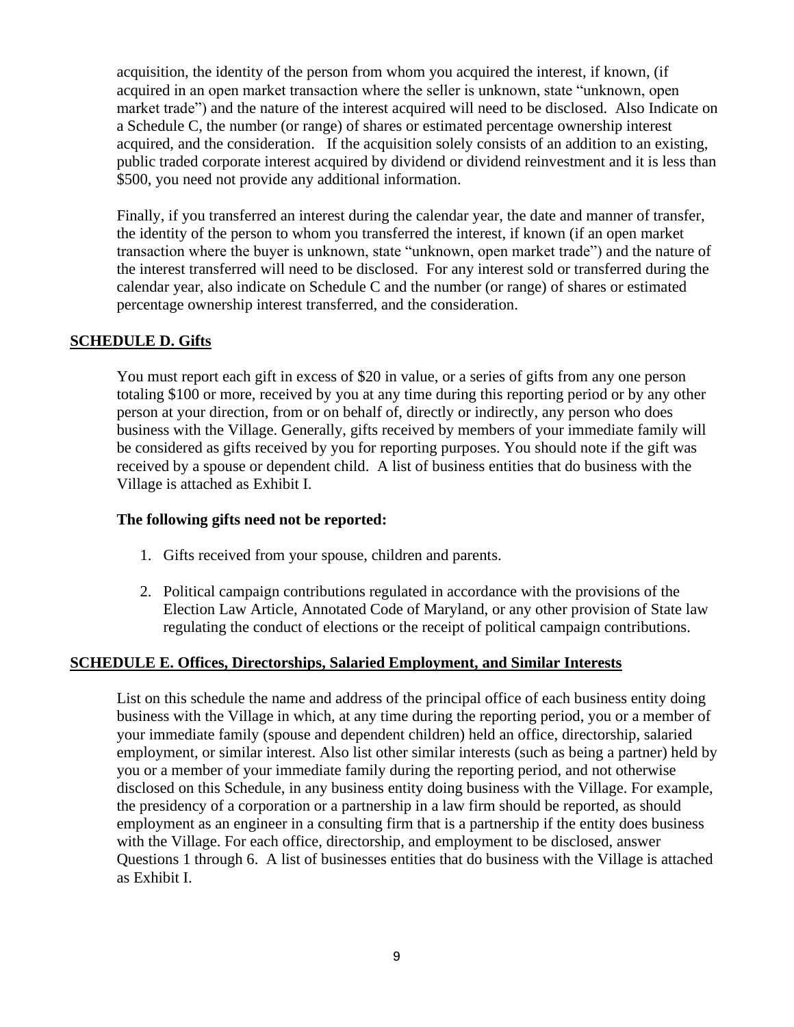acquisition, the identity of the person from whom you acquired the interest, if known, (if acquired in an open market transaction where the seller is unknown, state "unknown, open market trade") and the nature of the interest acquired will need to be disclosed. Also Indicate on a Schedule C, the number (or range) of shares or estimated percentage ownership interest acquired, and the consideration. If the acquisition solely consists of an addition to an existing, public traded corporate interest acquired by dividend or dividend reinvestment and it is less than $500, you need not provide any additional information.

Finally, if you transferred an interest during the calendar year, the date and manner of transfer, the identity of the person to whom you transferred the interest, if known (if an open market transaction where the buyer is unknown, state "unknown, open market trade") and the nature of the interest transferred will need to be disclosed. For any interest sold or transferred during the calendar year, also indicate on Schedule C and the number (or range) of shares or estimated percentage ownership interest transferred, and the consideration.

## SCHEDULE D. Gifts

You must report each gift in excess of $20 in value, or a series of gifts from any one person totaling $100 or more, received by you at any time during this reporting period or by any other person at your direction, from or on behalf of, directly or indirectly, any person who does business with the Village. Generally, gifts received by members of your immediate family will be considered as gifts received by you for reporting purposes. You should note if the gift was received by a spouse or dependent child. A list of business entities that do business with the Village is attached as Exhibit I.

**The following gifts need not be reported:**

1. Gifts received from your spouse, children and parents.
2. Political campaign contributions regulated in accordance with the provisions of the Election Law Article, Annotated Code of Maryland, or any other provision of State law regulating the conduct of elections or the receipt of political campaign contributions.

## SCHEDULE E. Offices, Directorships, Salaried Employment, and Similar Interests

List on this schedule the name and address of the principal office of each business entity doing business with the Village in which, at any time during the reporting period, you or a member of your immediate family (spouse and dependent children) held an office, directorship, salaried employment, or similar interest. Also list other similar interests (such as being a partner) held by you or a member of your immediate family during the reporting period, and not otherwise disclosed on this Schedule, in any business entity doing business with the Village. For example, the presidency of a corporation or a partnership in a law firm should be reported, as should employment as an engineer in a consulting firm that is a partnership if the entity does business with the Village. For each office, directorship, and employment to be disclosed, answer Questions 1 through 6. A list of businesses entities that do business with the Village is attached as Exhibit I.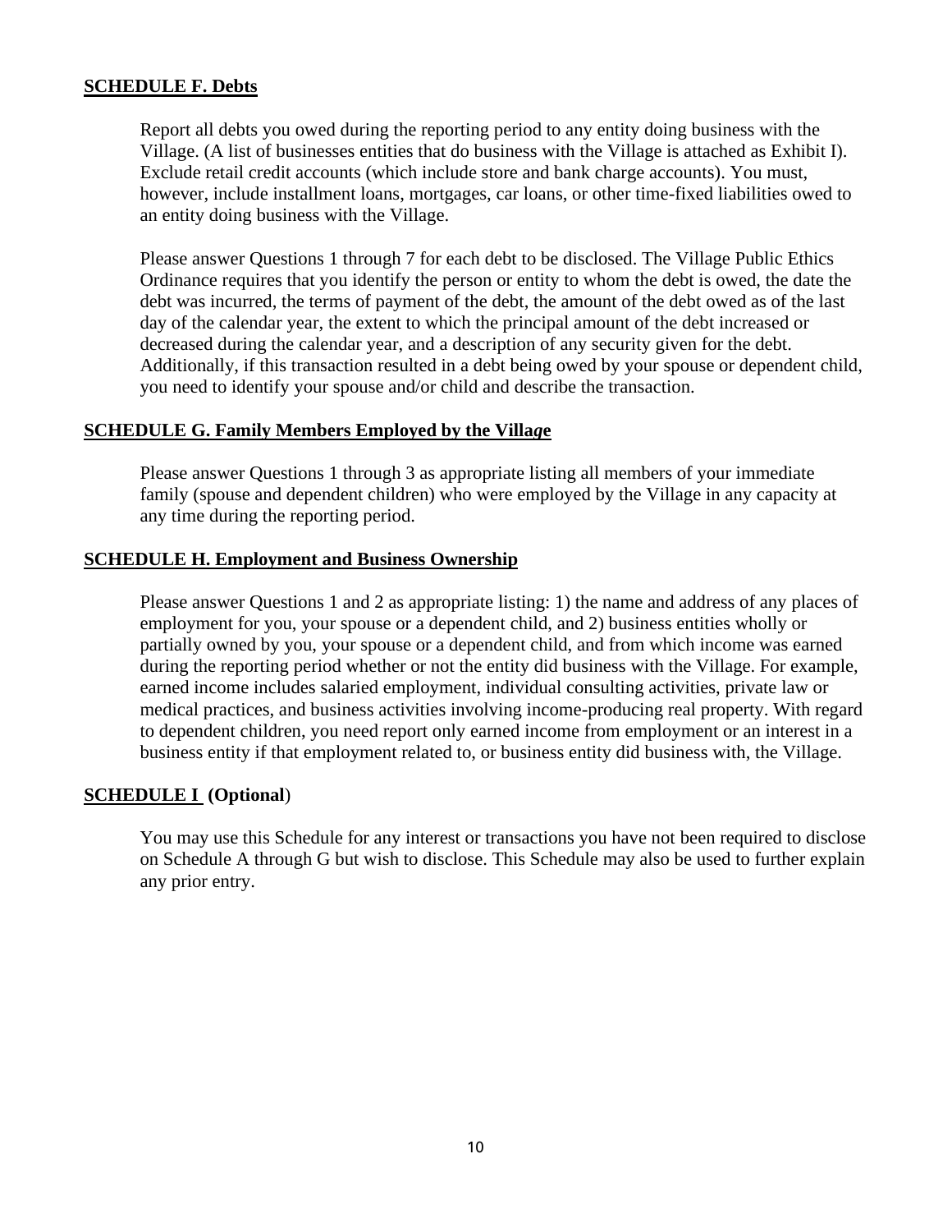**SCHEDULE F. Debts**

Report all debts you owed during the reporting period to any entity doing business with the Village. (A list of businesses entities that do business with the Village is attached as Exhibit I). Exclude retail credit accounts (which include store and bank charge accounts). You must, however, include installment loans, mortgages, car loans, or other time-fixed liabilities owed to an entity doing business with the Village.

Please answer Questions 1 through 7 for each debt to be disclosed. The Village Public Ethics Ordinance requires that you identify the person or entity to whom the debt is owed, the date the debt was incurred, the terms of payment of the debt, the amount of the debt owed as of the last day of the calendar year, the extent to which the principal amount of the debt increased or decreased during the calendar year, and a description of any security given for the debt. Additionally, if this transaction resulted in a debt being owed by your spouse or dependent child, you need to identify your spouse and/or child and describe the transaction.

**SCHEDULE G. Family Members Employed by the Village**

Please answer Questions 1 through 3 as appropriate listing all members of your immediate family (spouse and dependent children) who were employed by the Village in any capacity at any time during the reporting period.

**SCHEDULE H. Employment and Business Ownership**

Please answer Questions 1 and 2 as appropriate listing: 1) the name and address of any places of employment for you, your spouse or a dependent child, and 2) business entities wholly or partially owned by you, your spouse or a dependent child, and from which income was earned during the reporting period whether or not the entity did business with the Village. For example, earned income includes salaried employment, individual consulting activities, private law or medical practices, and business activities involving income-producing real property. With regard to dependent children, you need report only earned income from employment or an interest in a business entity if that employment related to, or business entity did business with, the Village.

**SCHEDULE I (Optional)**

You may use this Schedule for any interest or transactions you have not been required to disclose on Schedule A through G but wish to disclose. This Schedule may also be used to further explain any prior entry.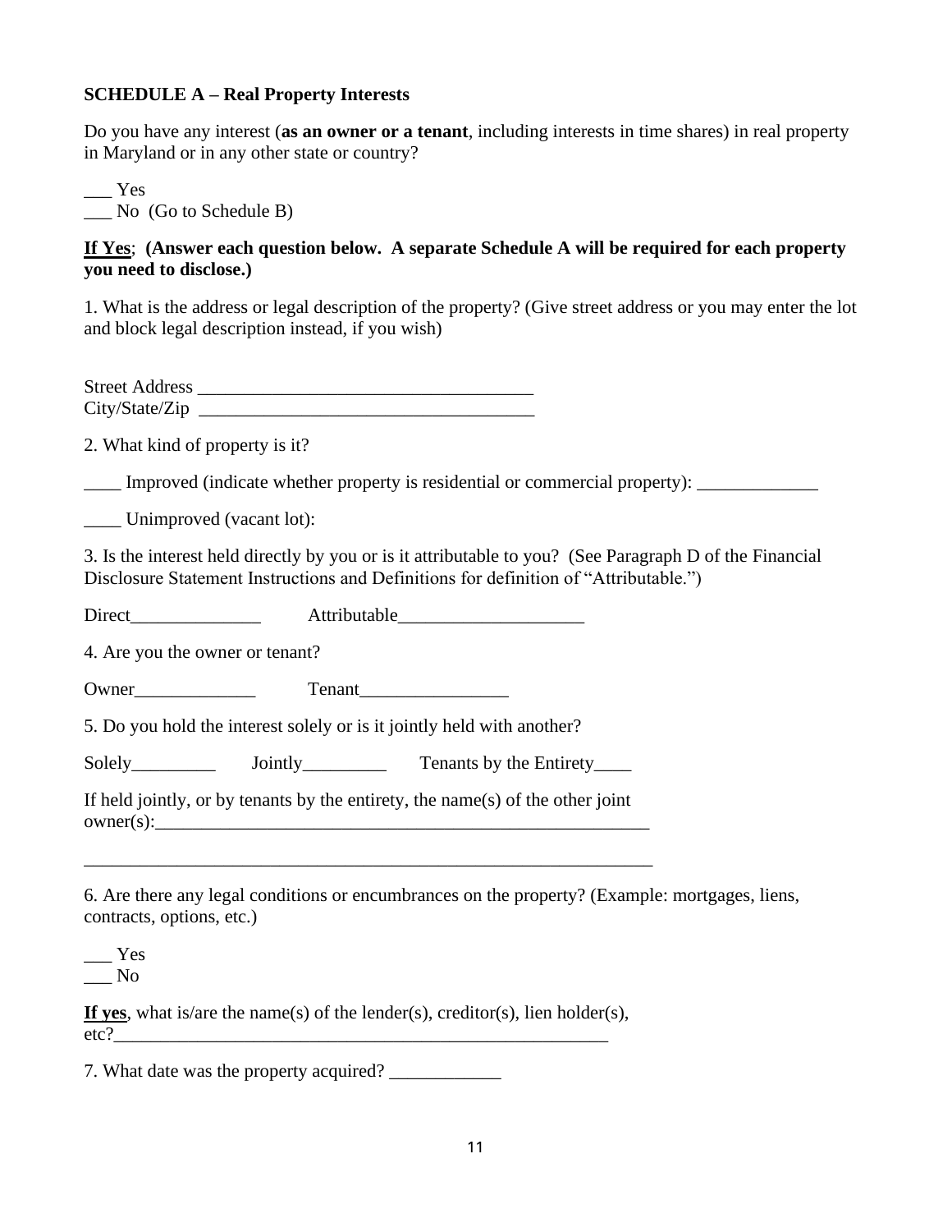**SCHEDULE A – Real Property Interests**

Do you have any interest (**as an owner or a tenant**, including interests in time shares) in real property in Maryland or in any other state or country?

___ Yes
___ No (Go to Schedule B)

**<u>If Yes</u>; (Answer each question below. A separate Schedule A will be required for each property you need to disclose.)**

1. What is the address or legal description of the property? (Give street address or you may enter the lot and block legal description instead, if you wish)

Street Address ____________________________________
City/State/Zip ____________________________________

2. What kind of property is it?

____ Improved (indicate whether property is residential or commercial property): _____________

____ Unimproved (vacant lot):

3. Is the interest held directly by you or is it attributable to you? (See Paragraph D of the Financial Disclosure Statement Instructions and Definitions for definition of "Attributable.")

Direct______________ Attributable____________________

4. Are you the owner or tenant?

Owner_____________ Tenant________________

5. Do you hold the interest solely or is it jointly held with another?

Solely_________ Jointly_________ Tenants by the Entirety____

If held jointly, or by tenants by the entirety, the name(s) of the other joint owner(s):_______________________________________________________

_______________________________________________________________

6. Are there any legal conditions or encumbrances on the property? (Example: mortgages, liens, contracts, options, etc.)

___ Yes
___ No

**<u>If yes</u>**, what is/are the name(s) of the lender(s), creditor(s), lien holder(s), etc?_______________________________________________________

7. What date was the property acquired? ____________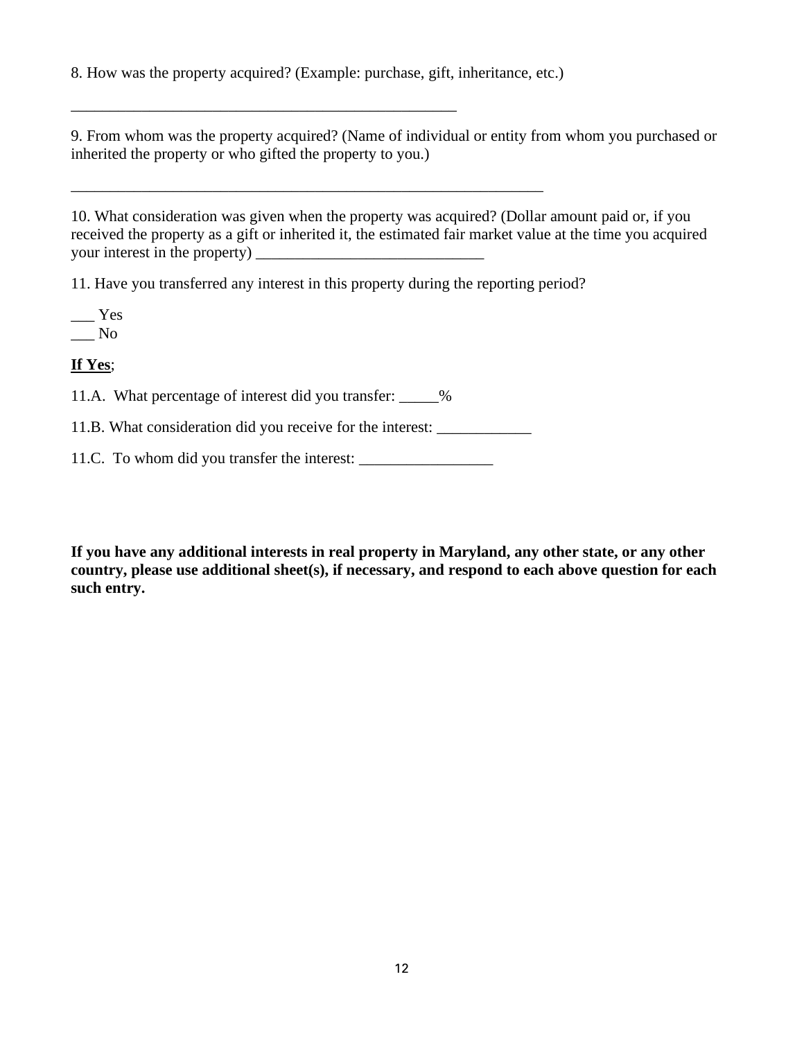8. How was the property acquired? (Example: purchase, gift, inheritance, etc.)

___________________________________________________

9. From whom was the property acquired? (Name of individual or entity from whom you purchased or inherited the property or who gifted the property to you.)

_______________________________________________________________

10. What consideration was given when the property was acquired? (Dollar amount paid or, if you received the property as a gift or inherited it, the estimated fair market value at the time you acquired your interest in the property) ______________________________

11. Have you transferred any interest in this property during the reporting period?

___ Yes
___ No

**<u>If Yes</u>**;

11.A. What percentage of interest did you transfer: _____%

11.B. What consideration did you receive for the interest: ____________

11.C. To whom did you transfer the interest: _________________

**If you have any additional interests in real property in Maryland, any other state, or any other country, please use additional sheet(s), if necessary, and respond to each above question for each such entry.**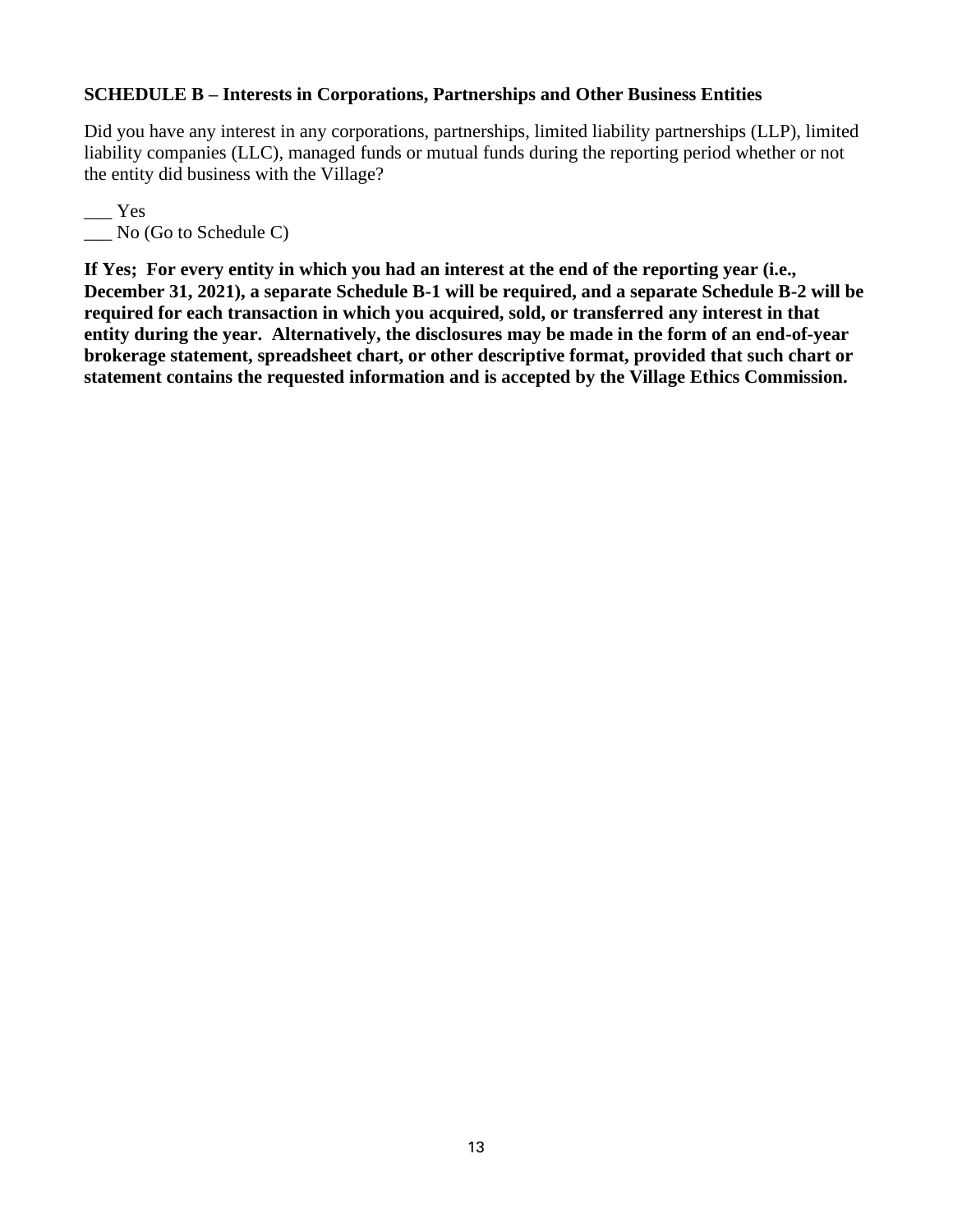**SCHEDULE B – Interests in Corporations, Partnerships and Other Business Entities**

Did you have any interest in any corporations, partnerships, limited liability partnerships (LLP), limited liability companies (LLC), managed funds or mutual funds during the reporting period whether or not the entity did business with the Village?

___ Yes
___ No (Go to Schedule C)

**If Yes; For every entity in which you had an interest at the end of the reporting year (i.e., December 31, 2021), a separate Schedule B-1 will be required, and a separate Schedule B-2 will be required for each transaction in which you acquired, sold, or transferred any interest in that entity during the year. Alternatively, the disclosures may be made in the form of an end-of-year brokerage statement, spreadsheet chart, or other descriptive format, provided that such chart or statement contains the requested information and is accepted by the Village Ethics Commission.**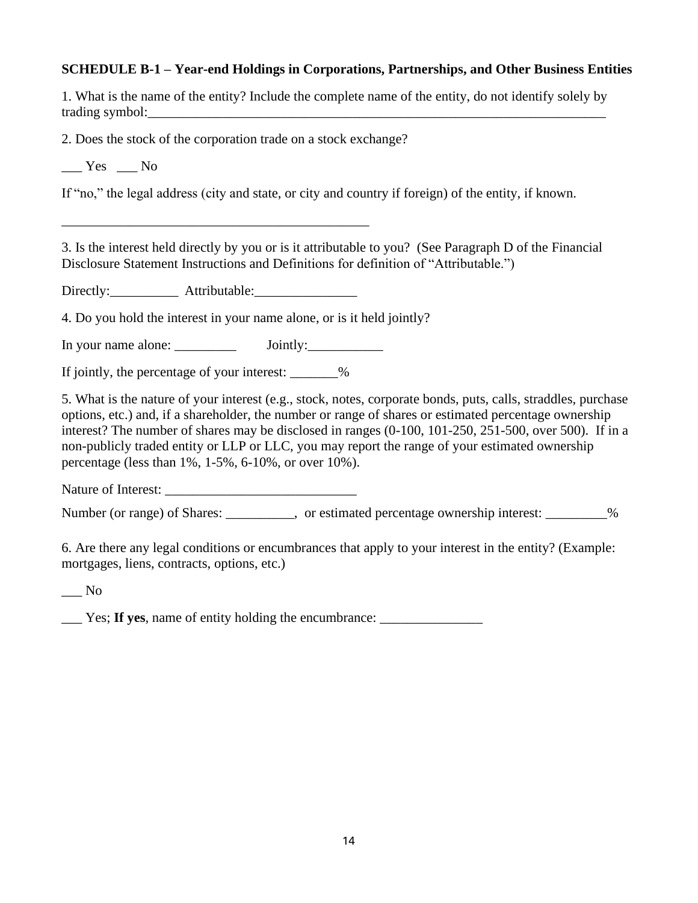**SCHEDULE B-1 – Year-end Holdings in Corporations, Partnerships, and Other Business Entities**

1. What is the name of the entity? Include the complete name of the entity, do not identify solely by trading symbol:________________________________________________________________________

2. Does the stock of the corporation trade on a stock exchange?

___ Yes ___ No

If "no," the legal address (city and state, or city and country if foreign) of the entity, if known.

_____________________________________________

3. Is the interest held directly by you or is it attributable to you? (See Paragraph D of the Financial Disclosure Statement Instructions and Definitions for definition of "Attributable.")

Directly:__________ Attributable:_______________

4. Do you hold the interest in your name alone, or is it held jointly?

In your name alone: _________ Jointly:___________

If jointly, the percentage of your interest: _______%

5. What is the nature of your interest (e.g., stock, notes, corporate bonds, puts, calls, straddles, purchase options, etc.) and, if a shareholder, the number or range of shares or estimated percentage ownership interest? The number of shares may be disclosed in ranges (0-100, 101-250, 251-500, over 500). If in a non-publicly traded entity or LLP or LLC, you may report the range of your estimated ownership percentage (less than 1%, 1-5%, 6-10%, or over 10%).

Nature of Interest: ____________________________

Number (or range) of Shares: __________, or estimated percentage ownership interest: _________%

6. Are there any legal conditions or encumbrances that apply to your interest in the entity? (Example: mortgages, liens, contracts, options, etc.)

___ No

___ Yes; **If yes**, name of entity holding the encumbrance: _______________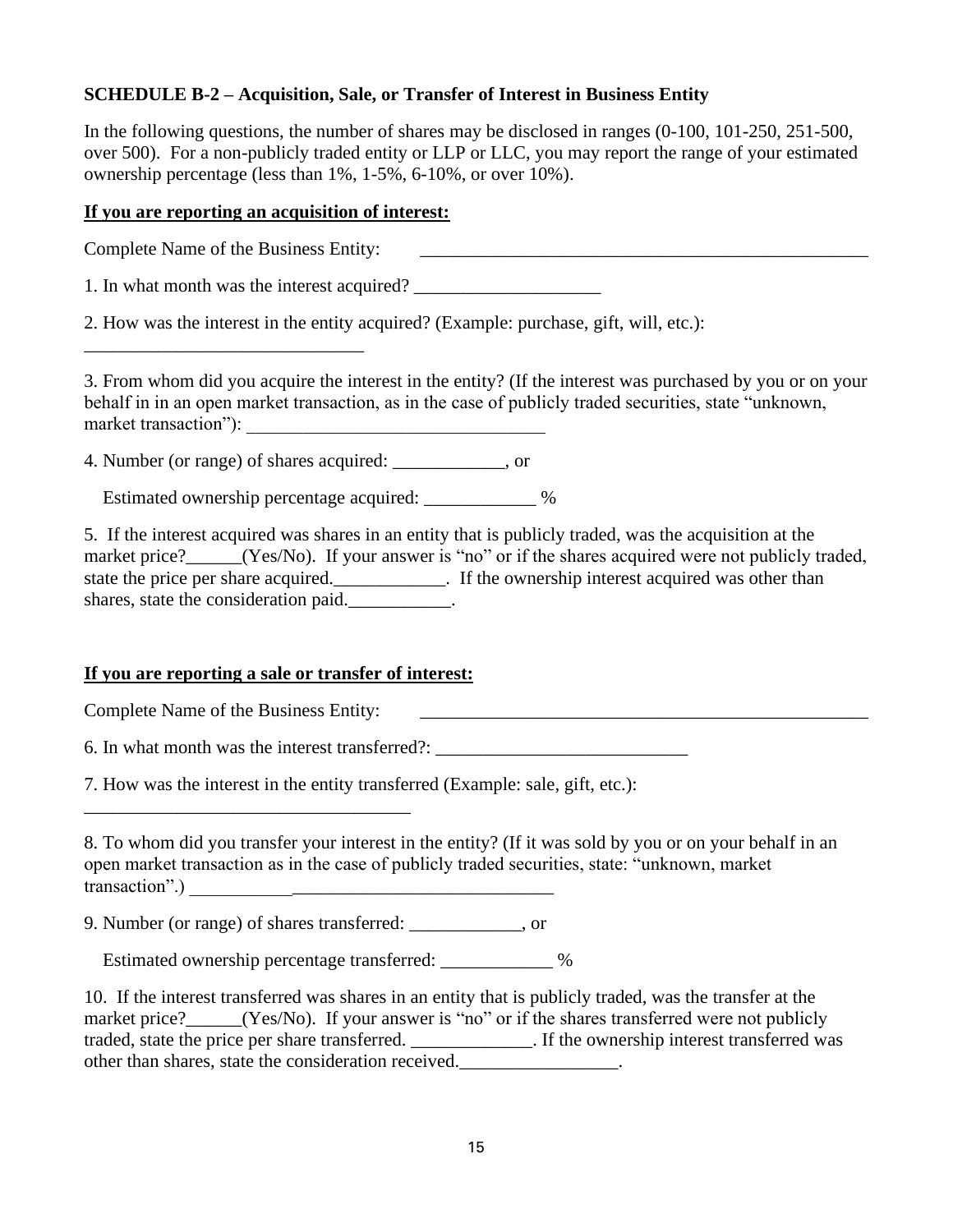**SCHEDULE B-2 – Acquisition, Sale, or Transfer of Interest in Business Entity**

In the following questions, the number of shares may be disclosed in ranges (0-100, 101-250, 251-500, over 500). For a non-publicly traded entity or LLP or LLC, you may report the range of your estimated ownership percentage (less than 1%, 1-5%, 6-10%, or over 10%).

**If you are reporting an acquisition of interest:**

Complete Name of the Business Entity: ___________________________________________________

1. In what month was the interest acquired? ____________________

2. How was the interest in the entity acquired? (Example: purchase, gift, will, etc.): ______________________________

3. From whom did you acquire the interest in the entity? (If the interest was purchased by you or on your behalf in in an open market transaction, as in the case of publicly traded securities, state "unknown, market transaction"): ________________________________

4. Number (or range) of shares acquired: ____________, or

   Estimated ownership percentage acquired: ____________ %

5. If the interest acquired was shares in an entity that is publicly traded, was the acquisition at the market price?______(Yes/No). If your answer is "no" or if the shares acquired were not publicly traded, state the price per share acquired.____________. If the ownership interest acquired was other than shares, state the consideration paid.___________.

**If you are reporting a sale or transfer of interest:**

Complete Name of the Business Entity: ___________________________________________________

6. In what month was the interest transferred?: ___________________________

7. How was the interest in the entity transferred (Example: sale, gift, etc.): ___________________________________

8. To whom did you transfer your interest in the entity? (If it was sold by you or on your behalf in an open market transaction as in the case of publicly traded securities, state: "unknown, market transaction".) ________________________________________

9. Number (or range) of shares transferred: ____________, or

   Estimated ownership percentage transferred: ____________ %

10. If the interest transferred was shares in an entity that is publicly traded, was the transfer at the market price?______(Yes/No). If your answer is "no" or if the shares transferred were not publicly traded, state the price per share transferred. _____________. If the ownership interest transferred was other than shares, state the consideration received._________________.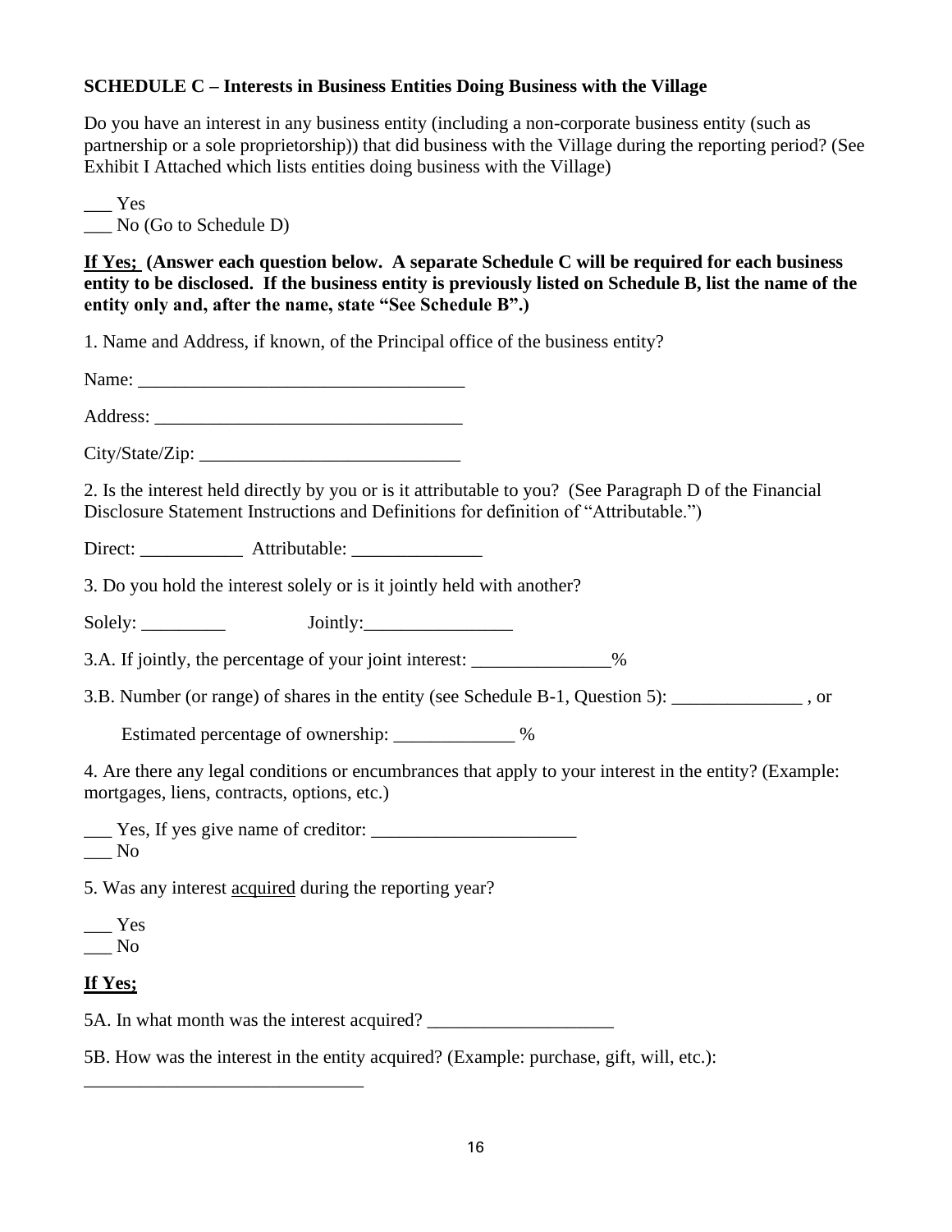**SCHEDULE C – Interests in Business Entities Doing Business with the Village**

Do you have an interest in any business entity (including a non-corporate business entity (such as partnership or a sole proprietorship)) that did business with the Village during the reporting period? (See Exhibit I Attached which lists entities doing business with the Village)

___ Yes
___ No (Go to Schedule D)

**<u>If Yes;</u> (Answer each question below. A separate Schedule C will be required for each business entity to be disclosed. If the business entity is previously listed on Schedule B, list the name of the entity only and, after the name, state "See Schedule B".)**

1. Name and Address, if known, of the Principal office of the business entity?

Name: ___________________________________

Address: ________________________________

City/State/Zip: ____________________________

2. Is the interest held directly by you or is it attributable to you? (See Paragraph D of the Financial Disclosure Statement Instructions and Definitions for definition of "Attributable.")

Direct: ___________ Attributable: ______________

3. Do you hold the interest solely or is it jointly held with another?

Solely: _________ Jointly:________________

3.A. If jointly, the percentage of your joint interest: _______________%

3.B. Number (or range) of shares in the entity (see Schedule B-1, Question 5): ______________ , or

Estimated percentage of ownership: _____________ %

4. Are there any legal conditions or encumbrances that apply to your interest in the entity? (Example: mortgages, liens, contracts, options, etc.)

___ Yes, If yes give name of creditor: ______________________
___ No

5. Was any interest <u>acquired</u> during the reporting year?

___ Yes
___ No

**<u>If Yes;</u>**

5A. In what month was the interest acquired? ____________________

5B. How was the interest in the entity acquired? (Example: purchase, gift, will, etc.):
______________________________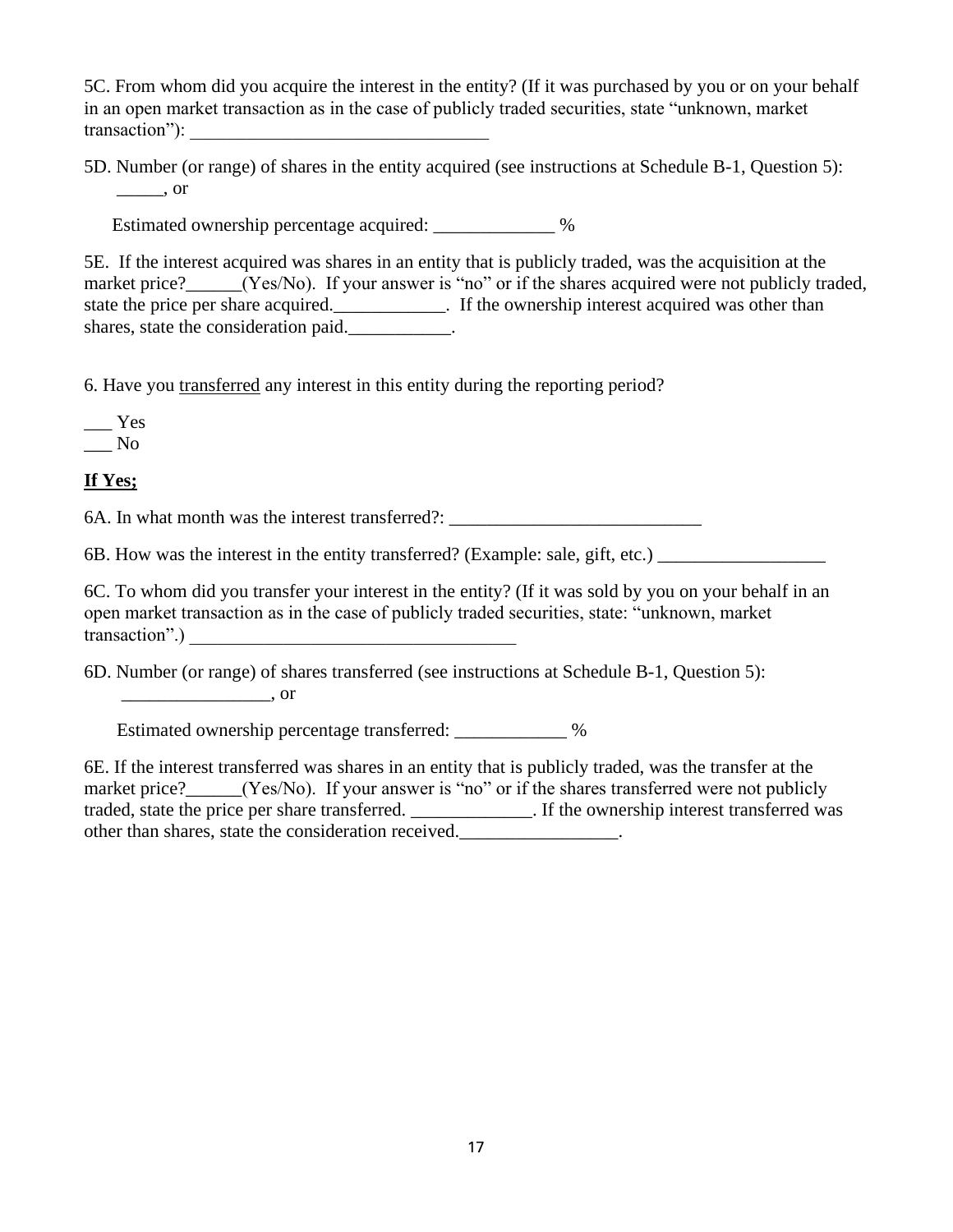5C. From whom did you acquire the interest in the entity? (If it was purchased by you or on your behalf in an open market transaction as in the case of publicly traded securities, state "unknown, market transaction"): ________________________________

5D. Number (or range) of shares in the entity acquired (see instructions at Schedule B-1, Question 5): _____, or

Estimated ownership percentage acquired: _____________ %

5E. If the interest acquired was shares in an entity that is publicly traded, was the acquisition at the market price?______(Yes/No). If your answer is "no" or if the shares acquired were not publicly traded, state the price per share acquired.____________. If the ownership interest acquired was other than shares, state the consideration paid.___________.

6. Have you <u>transferred</u> any interest in this entity during the reporting period?

___ Yes
___ No

**<u>If Yes;</u>**

6A. In what month was the interest transferred?: ___________________________

6B. How was the interest in the entity transferred? (Example: sale, gift, etc.) __________________

6C. To whom did you transfer your interest in the entity? (If it was sold by you on your behalf in an open market transaction as in the case of publicly traded securities, state: "unknown, market transaction".) ___________________________________

6D. Number (or range) of shares transferred (see instructions at Schedule B-1, Question 5): ________________, or

Estimated ownership percentage transferred: ____________ %

6E. If the interest transferred was shares in an entity that is publicly traded, was the transfer at the market price?______(Yes/No). If your answer is "no" or if the shares transferred were not publicly traded, state the price per share transferred. _____________. If the ownership interest transferred was other than shares, state the consideration received._________________.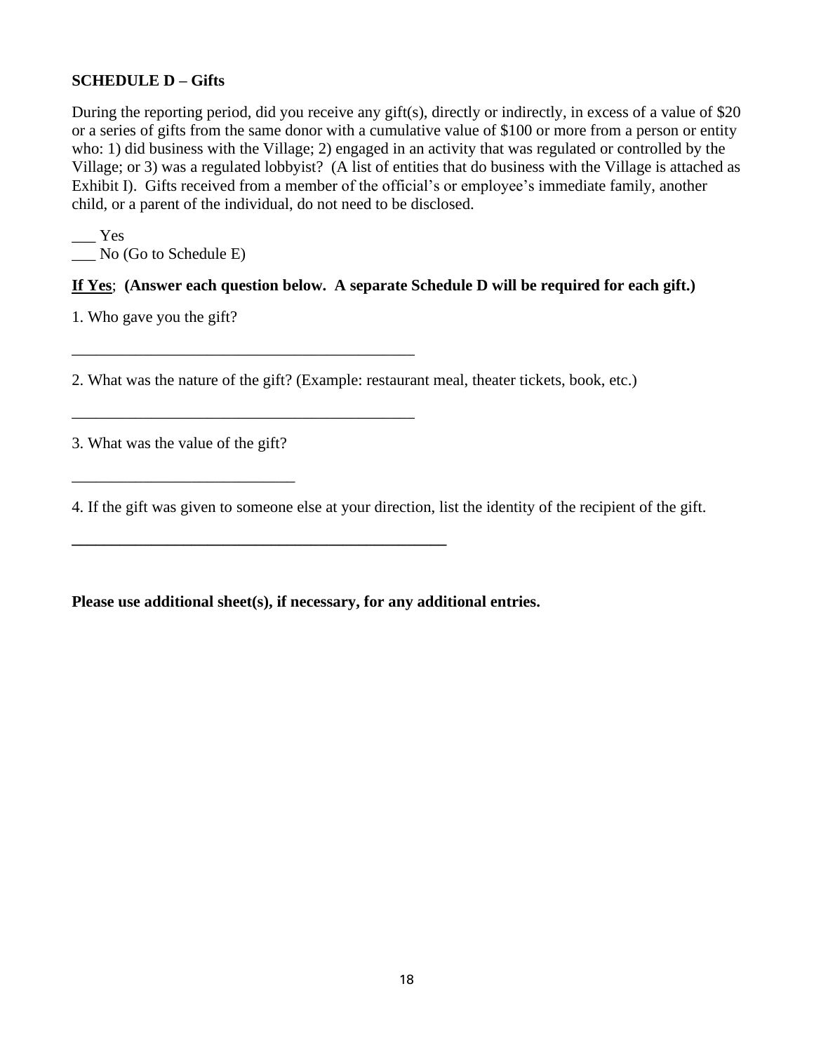**SCHEDULE D – Gifts**

During the reporting period, did you receive any gift(s), directly or indirectly, in excess of a value of $20 or a series of gifts from the same donor with a cumulative value of $100 or more from a person or entity who: 1) did business with the Village; 2) engaged in an activity that was regulated or controlled by the Village; or 3) was a regulated lobbyist? (A list of entities that do business with the Village is attached as Exhibit I). Gifts received from a member of the official's or employee's immediate family, another child, or a parent of the individual, do not need to be disclosed.

___ Yes
___ No (Go to Schedule E)

**<u>If Yes</u>; (Answer each question below. A separate Schedule D will be required for each gift.)**

1. Who gave you the gift?

____________________________________________

2. What was the nature of the gift? (Example: restaurant meal, theater tickets, book, etc.)

____________________________________________

3. What was the value of the gift?

____________________________

4. If the gift was given to someone else at your direction, list the identity of the recipient of the gift.

____________________________________________

**Please use additional sheet(s), if necessary, for any additional entries.**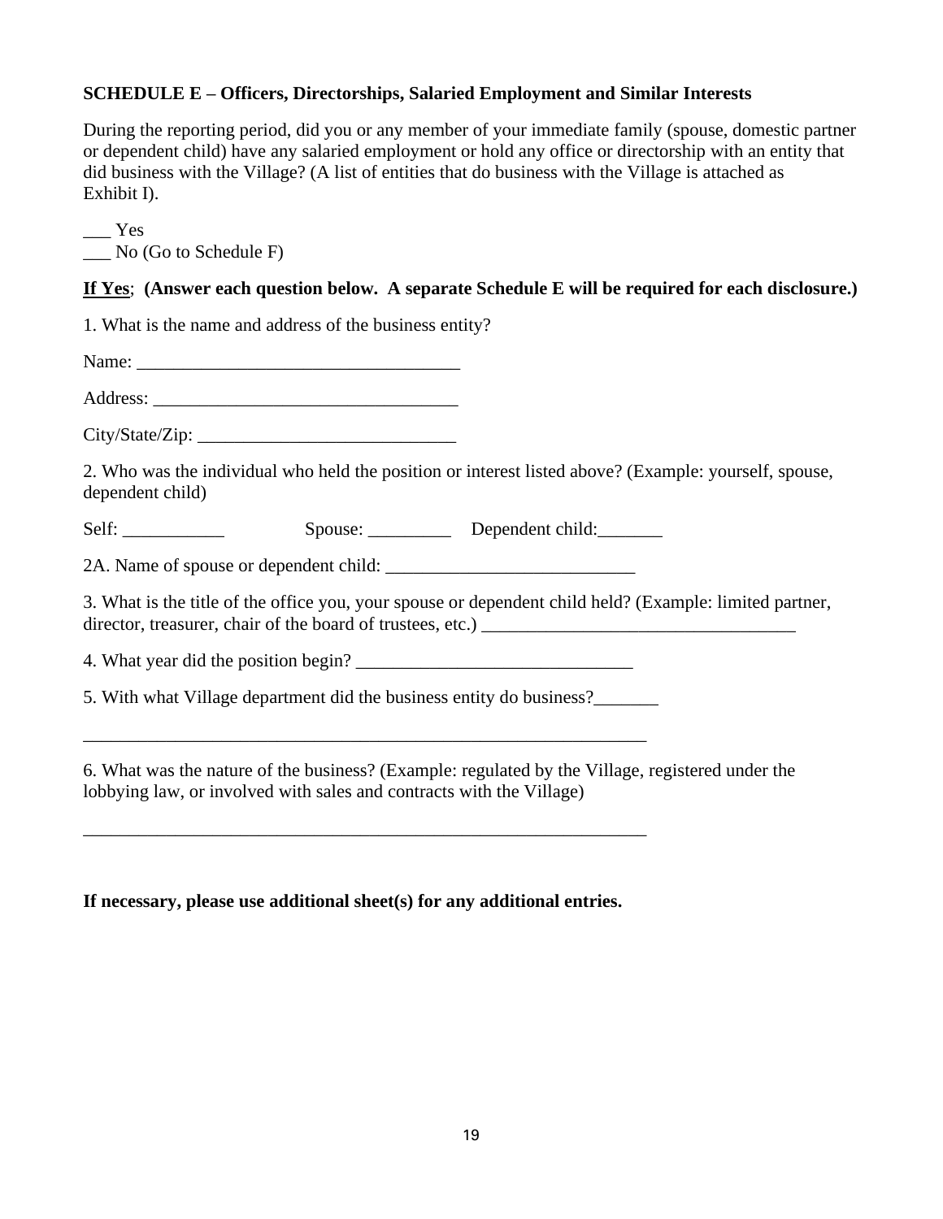**SCHEDULE E – Officers, Directorships, Salaried Employment and Similar Interests**

During the reporting period, did you or any member of your immediate family (spouse, domestic partner or dependent child) have any salaried employment or hold any office or directorship with an entity that did business with the Village? (A list of entities that do business with the Village is attached as Exhibit I).

___ Yes
___ No (Go to Schedule F)

**<u>If Yes</u>; (Answer each question below. A separate Schedule E will be required for each disclosure.)**

1. What is the name and address of the business entity?

Name: ___________________________________

Address: _________________________________

City/State/Zip: ____________________________

2. Who was the individual who held the position or interest listed above? (Example: yourself, spouse, dependent child)

Self: ___________ Spouse: _________ Dependent child:_______

2A. Name of spouse or dependent child: ___________________________

3. What is the title of the office you, your spouse or dependent child held? (Example: limited partner, director, treasurer, chair of the board of trustees, etc.) __________________________________

4. What year did the position begin? ______________________________

5. With what Village department did the business entity do business?_______

_______________________________________________________________

6. What was the nature of the business? (Example: regulated by the Village, registered under the lobbying law, or involved with sales and contracts with the Village)

_______________________________________________________________

**If necessary, please use additional sheet(s) for any additional entries.**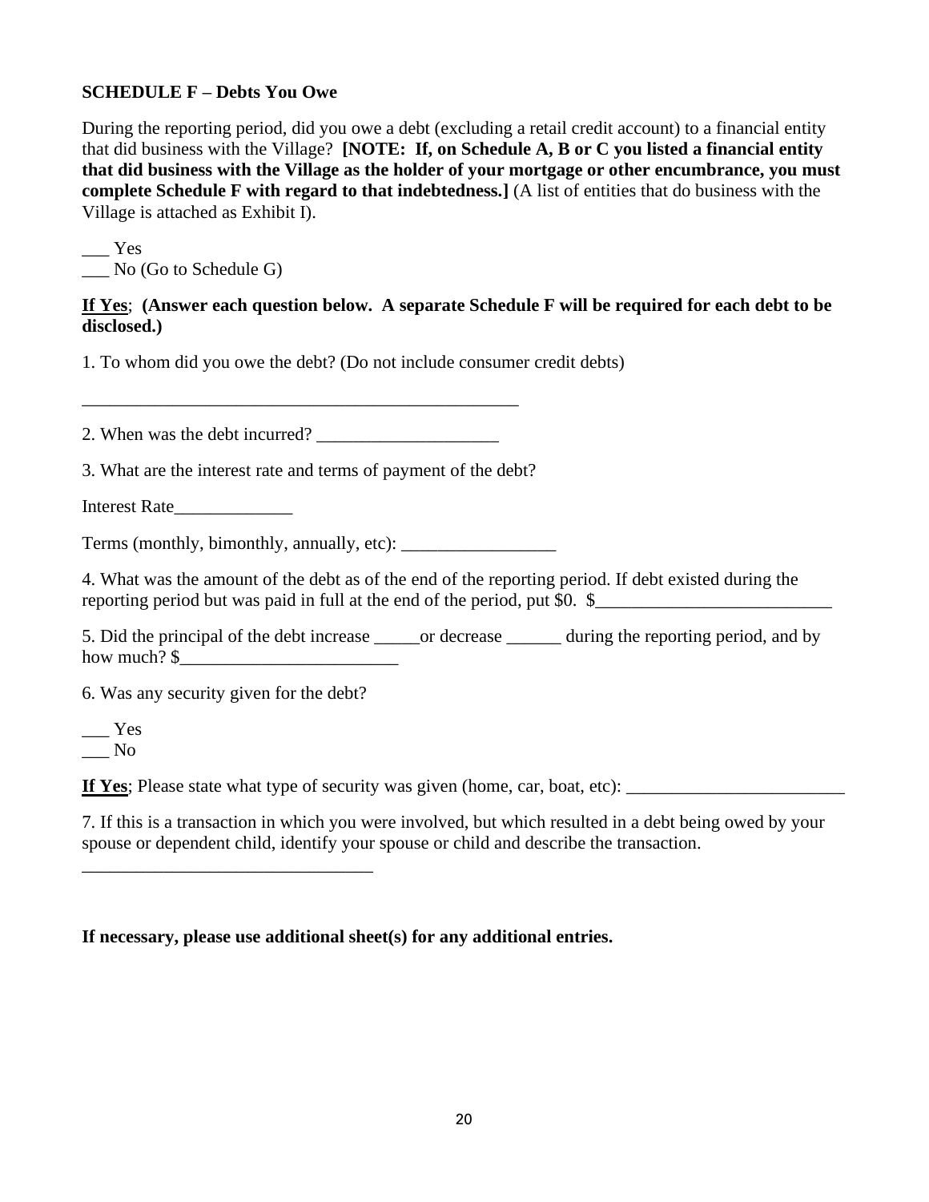**SCHEDULE F – Debts You Owe**

During the reporting period, did you owe a debt (excluding a retail credit account) to a financial entity that did business with the Village? **[NOTE: If, on Schedule A, B or C you listed a financial entity that did business with the Village as the holder of your mortgage or other encumbrance, you must complete Schedule F with regard to that indebtedness.]** (A list of entities that do business with the Village is attached as Exhibit I).

___ Yes
___ No (Go to Schedule G)

**If Yes**; **(Answer each question below. A separate Schedule F will be required for each debt to be disclosed.)**

1. To whom did you owe the debt? (Do not include consumer credit debts)

_________________________________________________

2. When was the debt incurred? ____________________

3. What are the interest rate and terms of payment of the debt?

Interest Rate_____________

Terms (monthly, bimonthly, annually, etc): _________________

4. What was the amount of the debt as of the end of the reporting period. If debt existed during the reporting period but was paid in full at the end of the period, put $0. $__________________________

5. Did the principal of the debt increase _____or decrease ______ during the reporting period, and by how much? $________________________

6. Was any security given for the debt?

___ Yes
___ No

**If Yes**; Please state what type of security was given (home, car, boat, etc): ________________________

7. If this is a transaction in which you were involved, but which resulted in a debt being owed by your spouse or dependent child, identify your spouse or child and describe the transaction.
________________________________

**If necessary, please use additional sheet(s) for any additional entries.**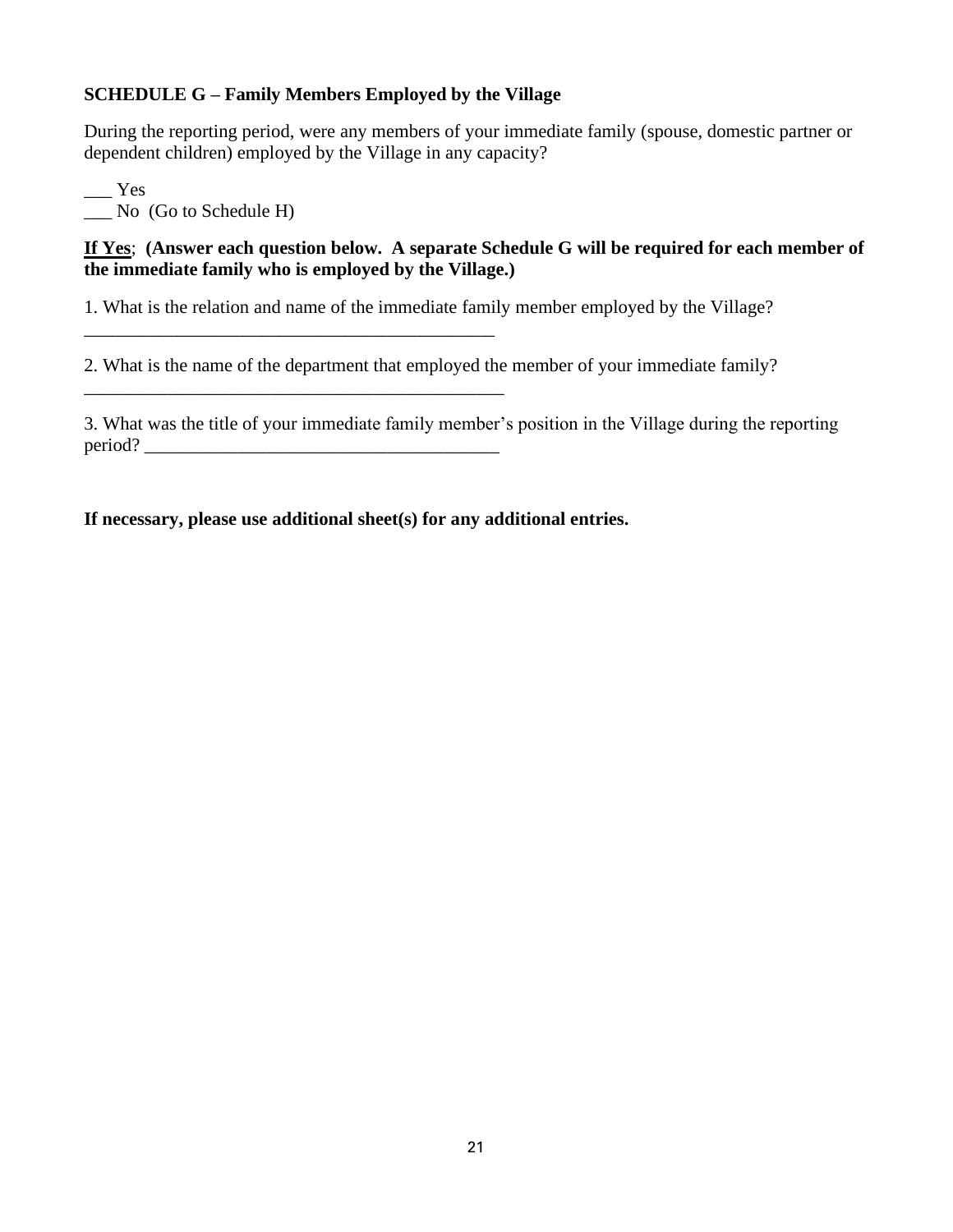**SCHEDULE G – Family Members Employed by the Village**

During the reporting period, were any members of your immediate family (spouse, domestic partner or dependent children) employed by the Village in any capacity?

___ Yes
___ No (Go to Schedule H)

**<u>If Yes</u>; (Answer each question below. A separate Schedule G will be required for each member of the immediate family who is employed by the Village.)**

1. What is the relation and name of the immediate family member employed by the Village?
_______________________________________________

2. What is the name of the department that employed the member of your immediate family?
_______________________________________________

3. What was the title of your immediate family member's position in the Village during the reporting period? _______________________________________

**If necessary, please use additional sheet(s) for any additional entries.**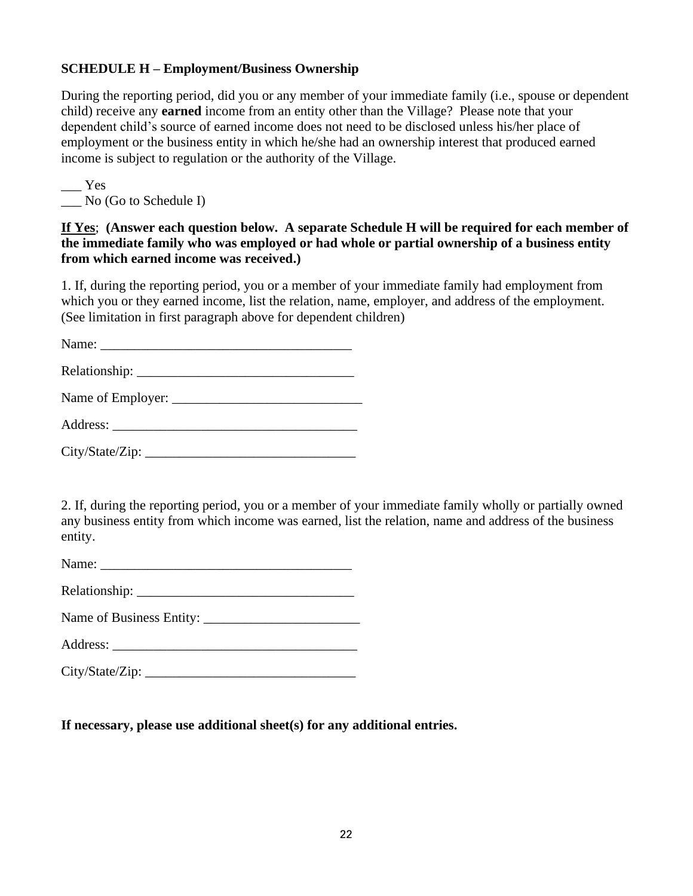**SCHEDULE H – Employment/Business Ownership**

During the reporting period, did you or any member of your immediate family (i.e., spouse or dependent child) receive any **earned** income from an entity other than the Village? Please note that your dependent child's source of earned income does not need to be disclosed unless his/her place of employment or the business entity in which he/she had an ownership interest that produced earned income is subject to regulation or the authority of the Village.

___ Yes
___ No (Go to Schedule I)

**<u>If Yes</u>; (Answer each question below. A separate Schedule H will be required for each member of the immediate family who was employed or had whole or partial ownership of a business entity from which earned income was received.)**

1. If, during the reporting period, you or a member of your immediate family had employment from which you or they earned income, list the relation, name, employer, and address of the employment. (See limitation in first paragraph above for dependent children)

Name: ____________________________________

Relationship: _______________________________

Name of Employer: ___________________________

Address: ____________________________________

City/State/Zip: _______________________________

2. If, during the reporting period, you or a member of your immediate family wholly or partially owned any business entity from which income was earned, list the relation, name and address of the business entity.

Name: ____________________________________

Relationship: _______________________________

Name of Business Entity: ______________________

Address: ____________________________________

City/State/Zip: _______________________________

**If necessary, please use additional sheet(s) for any additional entries.**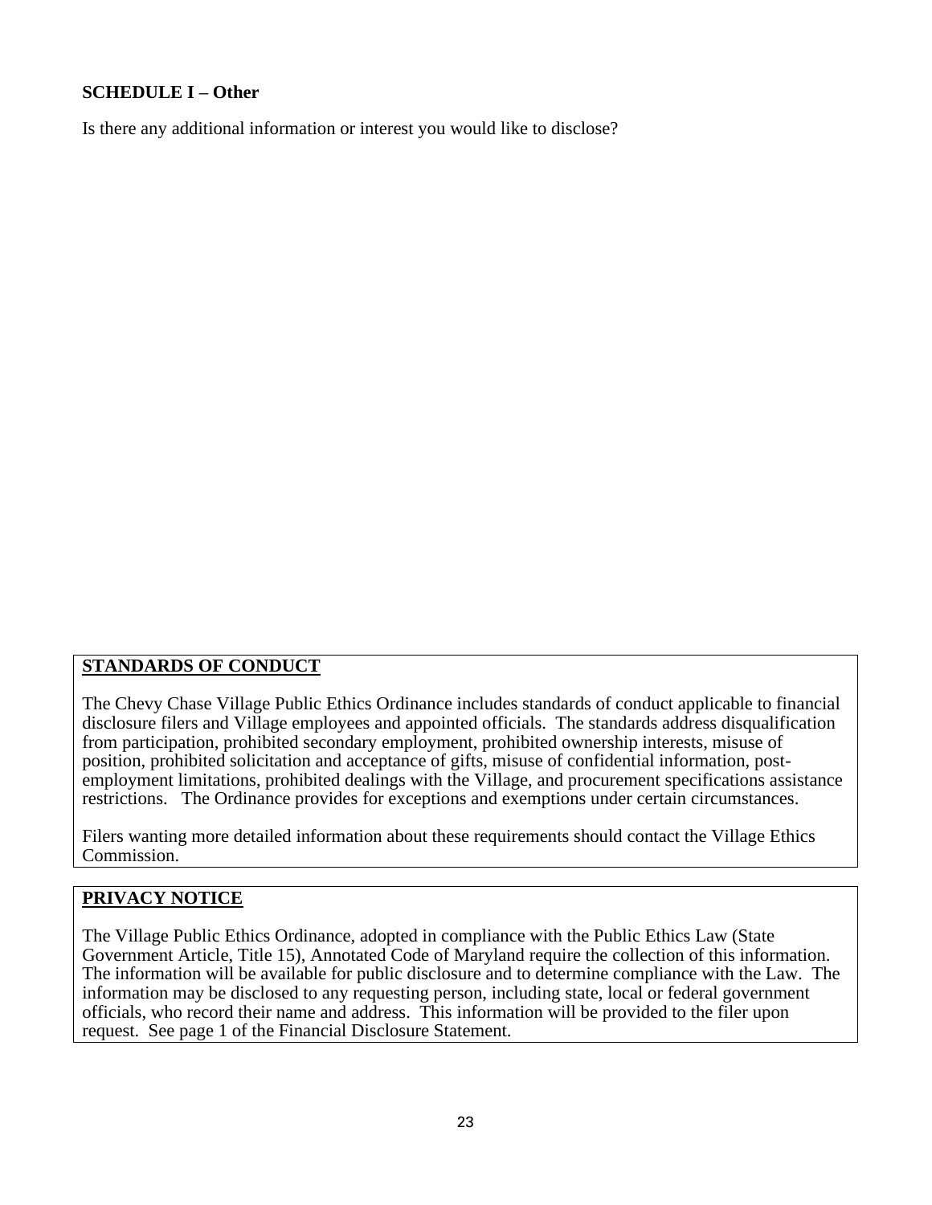**SCHEDULE I – Other**

Is there any additional information or interest you would like to disclose?

**STANDARDS OF CONDUCT**

The Chevy Chase Village Public Ethics Ordinance includes standards of conduct applicable to financial disclosure filers and Village employees and appointed officials. The standards address disqualification from participation, prohibited secondary employment, prohibited ownership interests, misuse of position, prohibited solicitation and acceptance of gifts, misuse of confidential information, post-employment limitations, prohibited dealings with the Village, and procurement specifications assistance restrictions. The Ordinance provides for exceptions and exemptions under certain circumstances.

Filers wanting more detailed information about these requirements should contact the Village Ethics Commission.

**PRIVACY NOTICE**

The Village Public Ethics Ordinance, adopted in compliance with the Public Ethics Law (State Government Article, Title 15), Annotated Code of Maryland require the collection of this information. The information will be available for public disclosure and to determine compliance with the Law. The information may be disclosed to any requesting person, including state, local or federal government officials, who record their name and address. This information will be provided to the filer upon request. See page 1 of the Financial Disclosure Statement.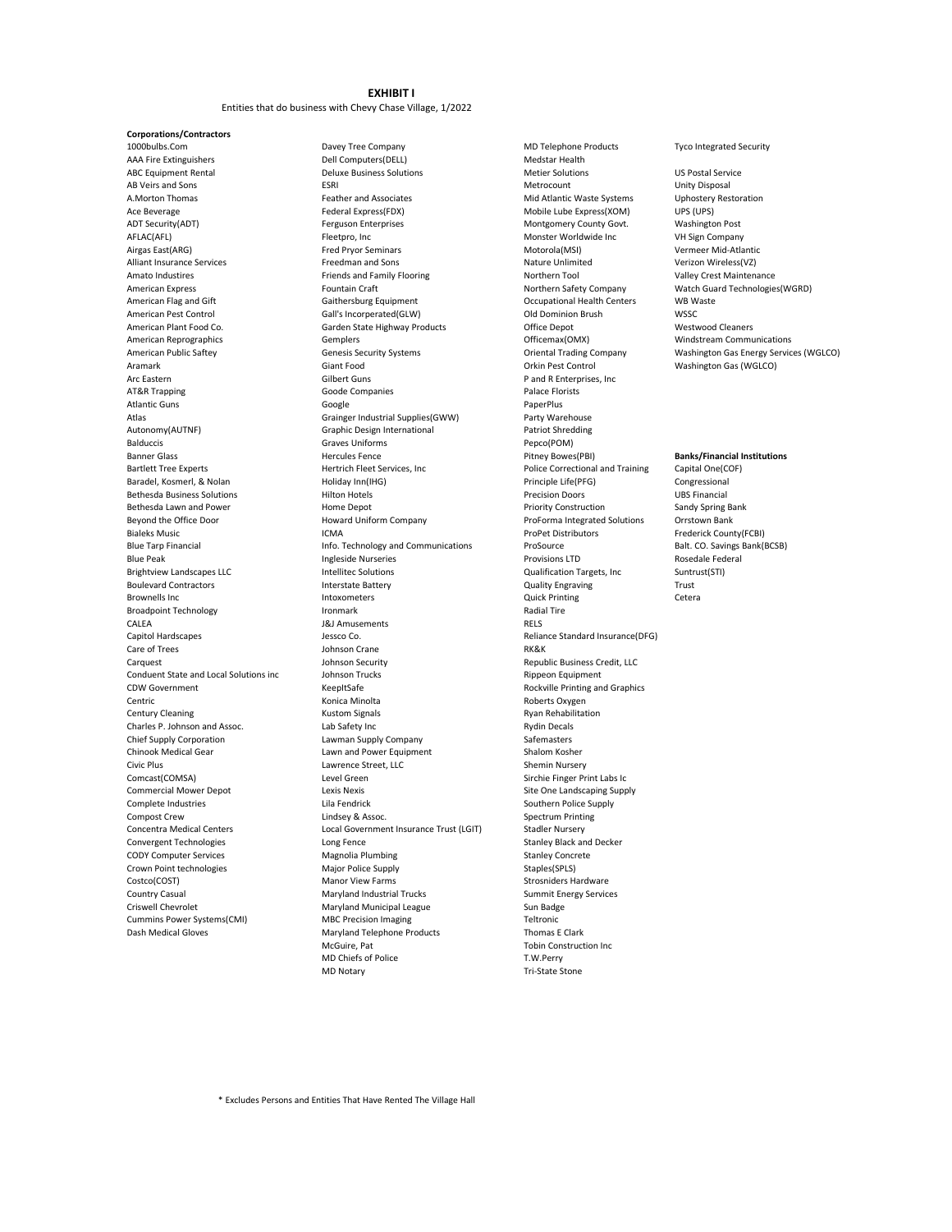**EXHIBIT I**

Entities that do business with Chevy Chase Village, 1/2022

**Corporations/Contractors**

1000bulbs.Com
AAA Fire Extinguishers
ABC Equipment Rental
AB Veirs and Sons
A.Morton Thomas
Ace Beverage
ADT Security(ADT)
AFLAC(AFL)
Airgas East(ARG)
Alliant Insurance Services
Amato Industires
American Express
American Flag and Gift
American Pest Control
American Plant Food Co.
American Reprographics
American Public Saftey
Aramark
Arc Eastern
AT&R Trapping
Atlantic Guns
Atlas
Autonomy(AUTNF)
Balduccis
Banner Glass
Bartlett Tree Experts
Baradel, Kosmerl, & Nolan
Bethesda Business Solutions
Bethesda Lawn and Power
Beyond the Office Door
Bialeks Music
Blue Tarp Financial
Blue Peak
Brightview Landscapes LLC
Boulevard Contractors
Brownells Inc
Broadpoint Technology
CALEA
Capitol Hardscapes
Care of Trees
Carquest
Conduent State and Local Solutions inc
CDW Government
Centric
Century Cleaning
Charles P. Johnson and Assoc.
Chief Supply Corporation
Chinook Medical Gear
Civic Plus
Comcast(COMSA)
Commercial Mower Depot
Complete Industries
Compost Crew
Concentra Medical Centers
Convergent Technologies
CODY Computer Services
Crown Point technologies
Costco(COST)
Country Casual
Criswell Chevrolet
Cummins Power Systems(CMI)
Dash Medical Gloves
Davey Tree Company
Dell Computers(DELL)
Deluxe Business Solutions
ESRI
Feather and Associates
Federal Express(FDX)
Ferguson Enterprises
Fleetpro, Inc
Fred Pryor Seminars
Freedman and Sons
Friends and Family Flooring
Fountain Craft
Gaithersburg Equipment
Gall's Incorperated(GLW)
Garden State Highway Products
Gemplers
Genesis Security Systems
Giant Food
Gilbert Guns
Goode Companies
Google
Grainger Industrial Supplies(GWW)
Graphic Design International
Graves Uniforms
Hercules Fence
Hertrich Fleet Services, Inc
Holiday Inn(IHG)
Hilton Hotels
Home Depot
Howard Uniform Company
ICMA
Info. Technology and Communications
Ingleside Nurseries
Intellitec Solutions
Interstate Battery
Intoxometers
Ironmark
J&J Amusements
Jessco Co.
Johnson Crane
Johnson Security
Johnson Trucks
KeepItSafe
Konica Minolta
Kustom Signals
Lab Safety Inc
Lawman Supply Company
Lawn and Power Equipment
Lawrence Street, LLC
Level Green
Lexis Nexis
Lila Fendrick
Lindsey & Assoc.
Local Government Insurance Trust (LGIT)
Long Fence
Magnolia Plumbing
Major Police Supply
Manor View Farms
Maryland Industrial Trucks
Maryland Municipal League
MBC Precision Imaging
Maryland Telephone Products
McGuire, Pat
MD Chiefs of Police
MD Notary
MD Telephone Products
Medstar Health
Metier Solutions
Metrocount
Mid Atlantic Waste Systems
Mobile Lube Express(XOM)
Montgomery County Govt.
Monster Worldwide Inc
Motorola(MSI)
Nature Unlimited
Northern Tool
Northern Safety Company
Occupational Health Centers
Old Dominion Brush
Office Depot
Officemax(OMX)
Oriental Trading Company
Orkin Pest Control
P and R Enterprises, Inc
Palace Florists
PaperPlus
Party Warehouse
Patriot Shredding
Pepco(POM)
Pitney Bowes(PBI)
Police Correctional and Training
Principle Life(PFG)
Precision Doors
Priority Construction
ProForma Integrated Solutions
ProPet Distributors
ProSource
Provisions LTD
Qualification Targets, Inc
Quality Engraving
Quick Printing
Radial Tire
RELS
Reliance Standard Insurance(DFG)
RK&K
Republic Business Credit, LLC
Rippeon Equipment
Rockville Printing and Graphics
Roberts Oxygen
Ryan Rehabilitation
Rydin Decals
Safemasters
Shalom Kosher
Shemin Nursery
Sirchie Finger Print Labs Ic
Site One Landscaping Supply
Southern Police Supply
Spectrum Printing
Stadler Nursery
Stanley Black and Decker
Stanley Concrete
Staples(SPLS)
Strosniders Hardware
Summit Energy Services
Sun Badge
Teltronic
Thomas E Clark
Tobin Construction Inc
T.W.Perry
Tri-State Stone
Tyco Integrated Security
US Postal Service
Unity Disposal
Uphostery Restoration
UPS (UPS)
Washington Post
VH Sign Company
Vermeer Mid-Atlantic
Verizon Wireless(VZ)
Valley Crest Maintenance
Watch Guard Technologies(WGRD)
WB Waste
WSSC
Westwood Cleaners
Windstream Communications
Washington Gas Energy Services (WGLCO)
Washington Gas (WGLCO)

**Banks/Financial Institutions**

Capital One(COF)
Congressional
UBS Financial
Sandy Spring Bank
Orrstown Bank
Frederick County(FCBI)
Balt. CO. Savings Bank(BCSB)
Rosedale Federal
Suntrust(STI)
Trust
Cetera

\* Excludes Persons and Entities That Have Rented The Village Hall